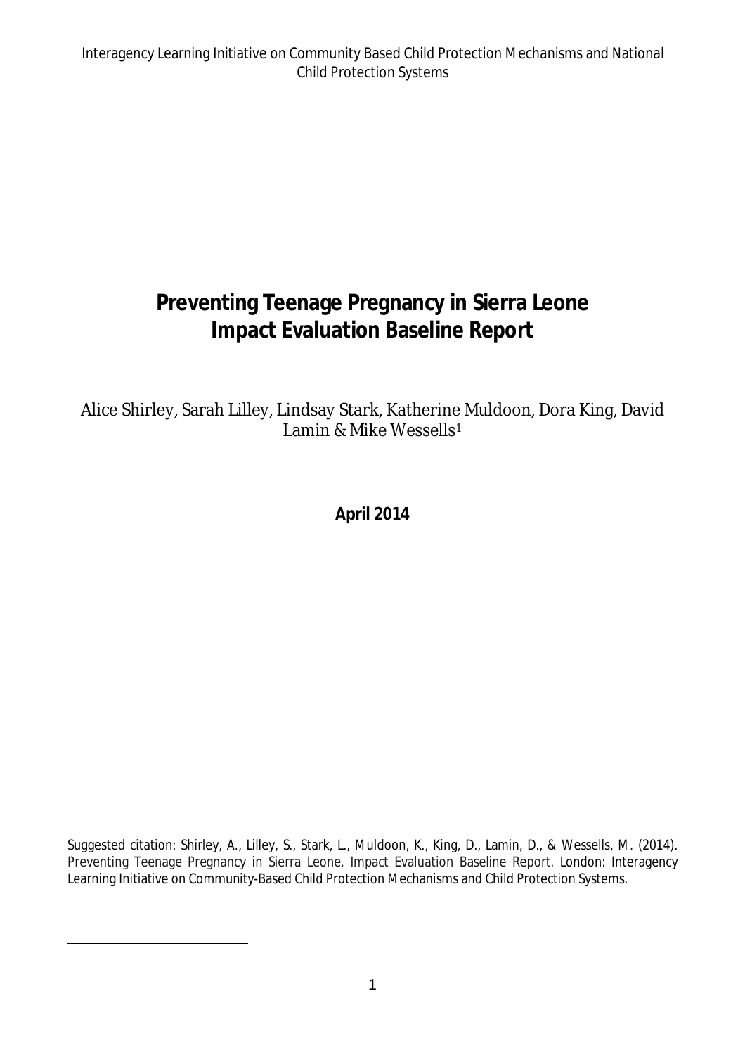Interagency Learning Initiative on Community Based Child Protection Mechanisms and National Child Protection Systems

# Preventing Teenage Pregnancy in Sierra Leone
# Impact Evaluation Baseline Report

Alice Shirley, Sarah Lilley, Lindsay Stark, Katherine Muldoon, Dora King, David Lamin & Mike Wessells[1]

**April 2014**

Suggested citation: Shirley, A., Lilley, S., Stark, L., Muldoon, K., King, D., Lamin, D., & Wessells, M. (2014). *Preventing Teenage Pregnancy in Sierra Leone. Impact Evaluation Baseline Report.* London: Interagency Learning Initiative on Community-Based Child Protection Mechanisms and Child Protection Systems.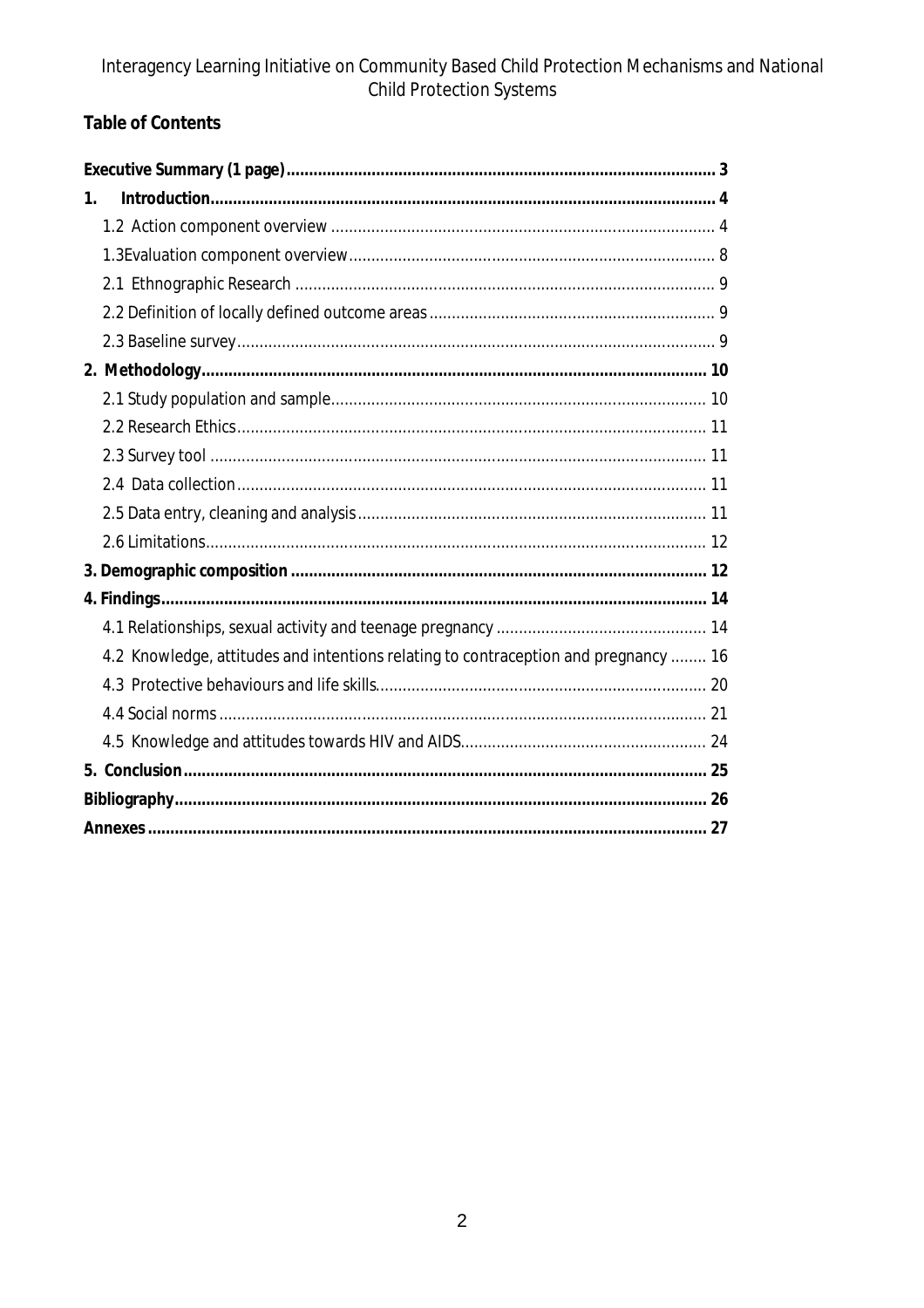## Table of Contents

| | |
|---|---|
| **Executive Summary (1 page)** | **3** |
| **1. Introduction** | **4** |
| 1.2 Action component overview | 4 |
| 1.3Evaluation component overview | 8 |
| 2.1 Ethnographic Research | 9 |
| 2.2 Definition of locally defined outcome areas | 9 |
| 2.3 Baseline survey | 9 |
| **2. Methodology** | **10** |
| 2.1 Study population and sample | 10 |
| 2.2 Research Ethics | 11 |
| 2.3 Survey tool | 11 |
| 2.4 Data collection | 11 |
| 2.5 Data entry, cleaning and analysis | 11 |
| 2.6 Limitations | 12 |
| **3. Demographic composition** | **12** |
| **4. Findings** | **14** |
| 4.1 Relationships, sexual activity and teenage pregnancy | 14 |
| 4.2 Knowledge, attitudes and intentions relating to contraception and pregnancy | 16 |
| 4.3 Protective behaviours and life skills | 20 |
| 4.4 Social norms | 21 |
| 4.5 Knowledge and attitudes towards HIV and AIDS | 24 |
| **5. Conclusion** | **25** |
| **Bibliography** | **26** |
| **Annexes** | **27** |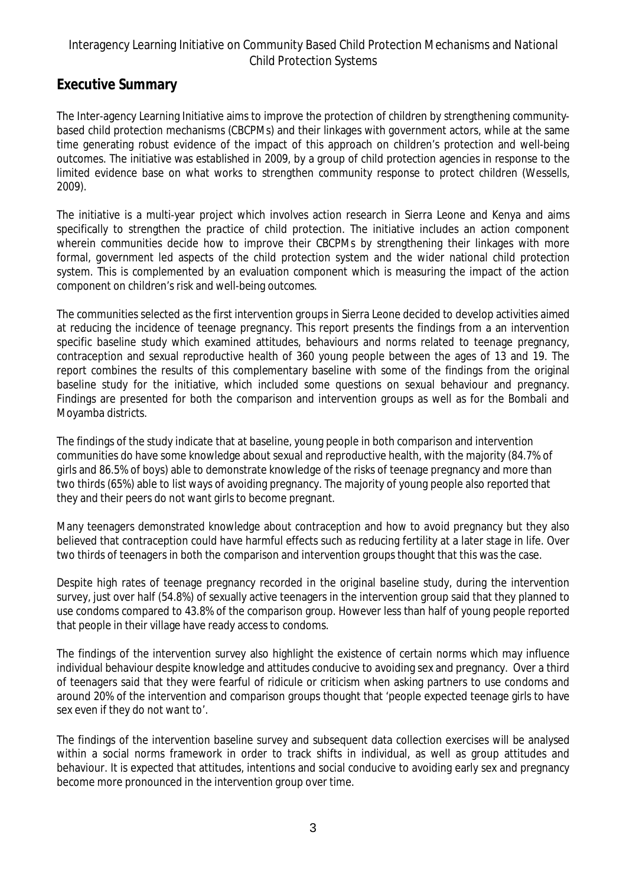## Executive Summary

The Inter-agency Learning Initiative aims to improve the protection of children by strengthening community-based child protection mechanisms (CBCPMs) and their linkages with government actors, while at the same time generating robust evidence of the impact of this approach on children's protection and well-being outcomes. The initiative was established in 2009, by a group of child protection agencies in response to the limited evidence base on what works to strengthen community response to protect children (Wessells, 2009).

The initiative is a multi-year project which involves action research in Sierra Leone and Kenya and aims specifically to strengthen the practice of child protection. The initiative includes an action component wherein communities decide how to improve their CBCPMs by strengthening their linkages with more formal, government led aspects of the child protection system and the wider national child protection system. This is complemented by an evaluation component which is measuring the impact of the action component on children's risk and well-being outcomes.

The communities selected as the first intervention groups in Sierra Leone decided to develop activities aimed at reducing the incidence of teenage pregnancy. This report presents the findings from a an intervention specific baseline study which examined attitudes, behaviours and norms related to teenage pregnancy, contraception and sexual reproductive health of 360 young people between the ages of 13 and 19. The report combines the results of this complementary baseline with some of the findings from the original baseline study for the initiative, which included some questions on sexual behaviour and pregnancy. Findings are presented for both the comparison and intervention groups as well as for the Bombali and Moyamba districts.

The findings of the study indicate that at baseline, young people in both comparison and intervention communities do have some knowledge about sexual and reproductive health, with the majority (84.7% of girls and 86.5% of boys) able to demonstrate knowledge of the risks of teenage pregnancy and more than two thirds (65%) able to list ways of avoiding pregnancy. The majority of young people also reported that they and their peers do not want girls to become pregnant.

Many teenagers demonstrated knowledge about contraception and how to avoid pregnancy but they also believed that contraception could have harmful effects such as reducing fertility at a later stage in life. Over two thirds of teenagers in both the comparison and intervention groups thought that this was the case.

Despite high rates of teenage pregnancy recorded in the original baseline study, during the intervention survey, just over half (54.8%) of sexually active teenagers in the intervention group said that they planned to use condoms compared to 43.8% of the comparison group. However less than half of young people reported that people in their village have ready access to condoms.

The findings of the intervention survey also highlight the existence of certain norms which may influence individual behaviour despite knowledge and attitudes conducive to avoiding sex and pregnancy. Over a third of teenagers said that they were fearful of ridicule or criticism when asking partners to use condoms and around 20% of the intervention and comparison groups thought that 'people expected teenage girls to have sex even if they do not want to'.

The findings of the intervention baseline survey and subsequent data collection exercises will be analysed within a social norms framework in order to track shifts in individual, as well as group attitudes and behaviour. It is expected that attitudes, intentions and social conducive to avoiding early sex and pregnancy become more pronounced in the intervention group over time.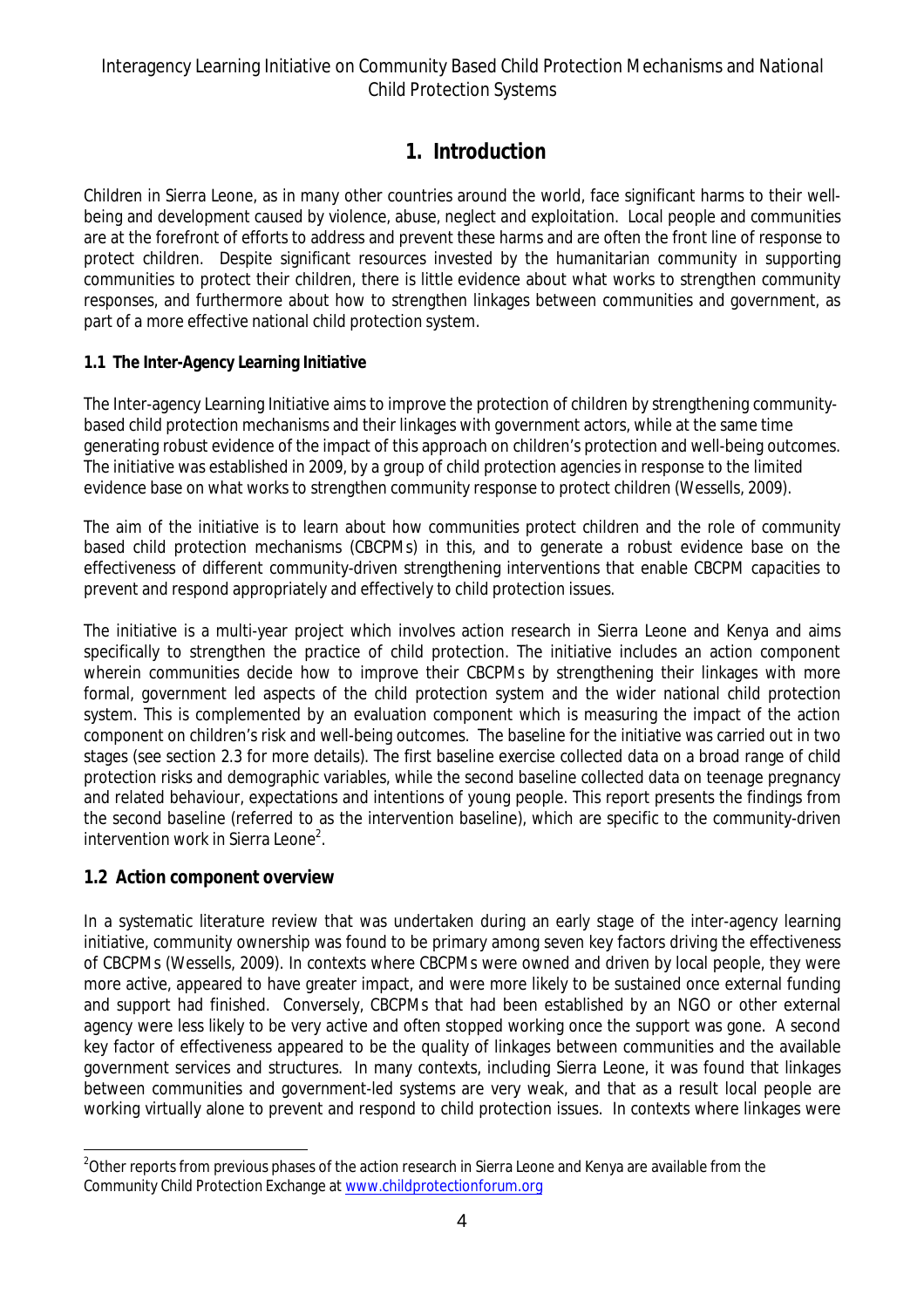# 1. Introduction

Children in Sierra Leone, as in many other countries around the world, face significant harms to their well-being and development caused by violence, abuse, neglect and exploitation. Local people and communities are at the forefront of efforts to address and prevent these harms and are often the front line of response to protect children. Despite significant resources invested by the humanitarian community in supporting communities to protect their children, there is little evidence about what works to strengthen community responses, and furthermore about how to strengthen linkages between communities and government, as part of a more effective national child protection system.

### 1.1 The Inter-Agency Learning Initiative

The Inter-agency Learning Initiative aims to improve the protection of children by strengthening community-based child protection mechanisms and their linkages with government actors, while at the same time generating robust evidence of the impact of this approach on children's protection and well-being outcomes. The initiative was established in 2009, by a group of child protection agencies in response to the limited evidence base on what works to strengthen community response to protect children (Wessells, 2009).

The aim of the initiative is to learn about how communities protect children and the role of community based child protection mechanisms (CBCPMs) in this, and to generate a robust evidence base on the effectiveness of different community-driven strengthening interventions that enable CBCPM capacities to prevent and respond appropriately and effectively to child protection issues.

The initiative is a multi-year project which involves action research in Sierra Leone and Kenya and aims specifically to strengthen the practice of child protection. The initiative includes an action component wherein communities decide how to improve their CBCPMs by strengthening their linkages with more formal, government led aspects of the child protection system and the wider national child protection system. This is complemented by an evaluation component which is measuring the impact of the action component on children's risk and well-being outcomes. The baseline for the initiative was carried out in two stages (see section 2.3 for more details). The first baseline exercise collected data on a broad range of child protection risks and demographic variables, while the second baseline collected data on teenage pregnancy and related behaviour, expectations and intentions of young people. This report presents the findings from the second baseline (referred to as the intervention baseline), which are specific to the community-driven intervention work in Sierra Leone[2].

### 1.2 Action component overview

In a systematic literature review that was undertaken during an early stage of the inter-agency learning initiative, community ownership was found to be primary among seven key factors driving the effectiveness of CBCPMs (Wessells, 2009). In contexts where CBCPMs were owned and driven by local people, they were more active, appeared to have greater impact, and were more likely to be sustained once external funding and support had finished. Conversely, CBCPMs that had been established by an NGO or other external agency were less likely to be very active and often stopped working once the support was gone. A second key factor of effectiveness appeared to be the quality of linkages between communities and the available government services and structures. In many contexts, including Sierra Leone, it was found that linkages between communities and government-led systems are very weak, and that as a result local people are working virtually alone to prevent and respond to child protection issues. In contexts where linkages were

[2] Other reports from previous phases of the action research in Sierra Leone and Kenya are available from the Community Child Protection Exchange at www.childprotectionforum.org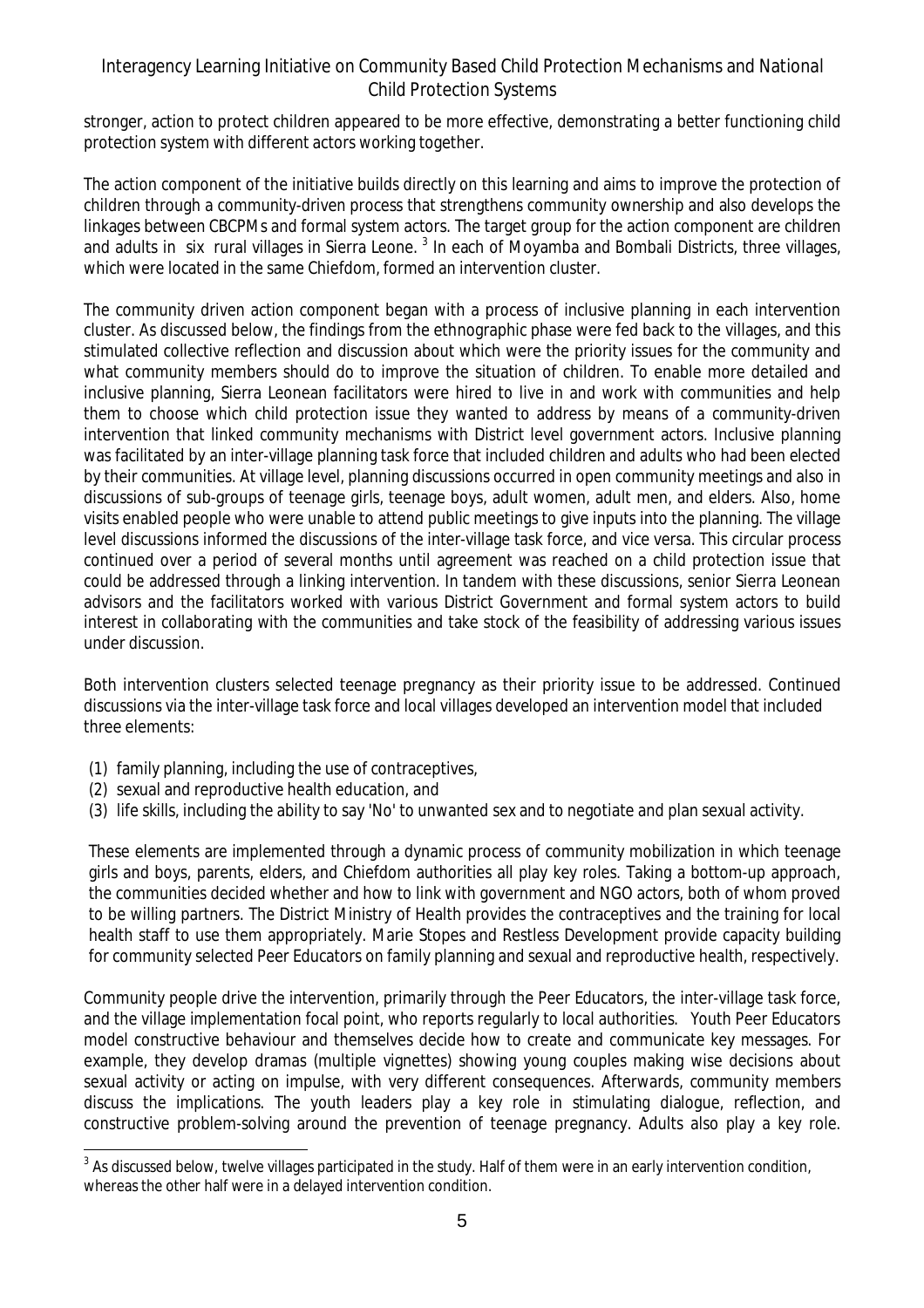stronger, action to protect children appeared to be more effective, demonstrating a better functioning child protection system with different actors working together.

The action component of the initiative builds directly on this learning and aims to improve the protection of children through a community-driven process that strengthens community ownership and also develops the linkages between CBCPMs and formal system actors. The target group for the action component are children and adults in six rural villages in Sierra Leone. [3] In each of Moyamba and Bombali Districts, three villages, which were located in the same Chiefdom, formed an intervention cluster.

The community driven action component began with a process of inclusive planning in each intervention cluster. As discussed below, the findings from the ethnographic phase were fed back to the villages, and this stimulated collective reflection and discussion about which were the priority issues for the community and what community members should do to improve the situation of children. To enable more detailed and inclusive planning, Sierra Leonean facilitators were hired to live in and work with communities and help them to choose which child protection issue they wanted to address by means of a community-driven intervention that linked community mechanisms with District level government actors. Inclusive planning was facilitated by an inter-village planning task force that included children and adults who had been elected by their communities. At village level, planning discussions occurred in open community meetings and also in discussions of sub-groups of teenage girls, teenage boys, adult women, adult men, and elders. Also, home visits enabled people who were unable to attend public meetings to give inputs into the planning. The village level discussions informed the discussions of the inter-village task force, and vice versa. This circular process continued over a period of several months until agreement was reached on a child protection issue that could be addressed through a linking intervention. In tandem with these discussions, senior Sierra Leonean advisors and the facilitators worked with various District Government and formal system actors to build interest in collaborating with the communities and take stock of the feasibility of addressing various issues under discussion.

Both intervention clusters selected teenage pregnancy as their priority issue to be addressed. Continued discussions via the inter-village task force and local villages developed an intervention model that included three elements:

(1) family planning, including the use of contraceptives,
(2) sexual and reproductive health education, and
(3) life skills, including the ability to say 'No' to unwanted sex and to negotiate and plan sexual activity.

These elements are implemented through a dynamic process of community mobilization in which teenage girls and boys, parents, elders, and Chiefdom authorities all play key roles. Taking a bottom-up approach, the communities decided whether and how to link with government and NGO actors, both of whom proved to be willing partners. The District Ministry of Health provides the contraceptives and the training for local health staff to use them appropriately. Marie Stopes and Restless Development provide capacity building for community selected Peer Educators on family planning and sexual and reproductive health, respectively.

Community people drive the intervention, primarily through the Peer Educators, the inter-village task force, and the village implementation focal point, who reports regularly to local authorities. Youth Peer Educators model constructive behaviour and themselves decide how to create and communicate key messages. For example, they develop dramas (multiple vignettes) showing young couples making wise decisions about sexual activity or acting on impulse, with very different consequences. Afterwards, community members discuss the implications. The youth leaders play a key role in stimulating dialogue, reflection, and constructive problem-solving around the prevention of teenage pregnancy. Adults also play a key role.

[3] As discussed below, twelve villages participated in the study. Half of them were in an early intervention condition, whereas the other half were in a delayed intervention condition.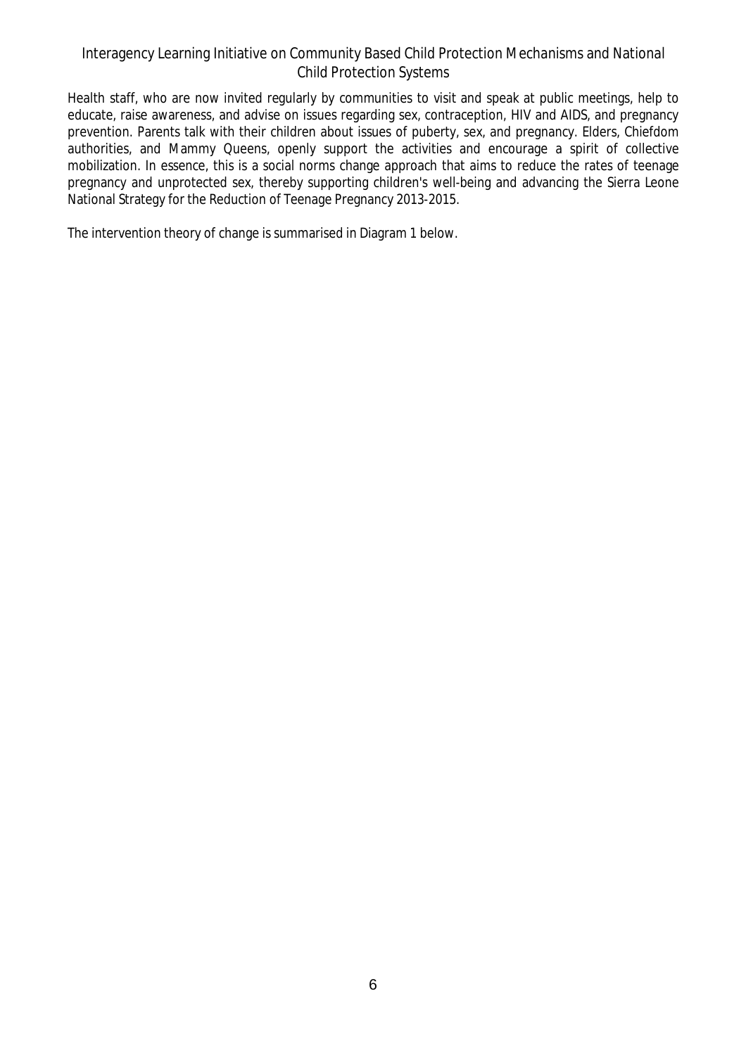Health staff, who are now invited regularly by communities to visit and speak at public meetings, help to educate, raise awareness, and advise on issues regarding sex, contraception, HIV and AIDS, and pregnancy prevention. Parents talk with their children about issues of puberty, sex, and pregnancy. Elders, Chiefdom authorities, and Mammy Queens, openly support the activities and encourage a spirit of collective mobilization. In essence, this is a social norms change approach that aims to reduce the rates of teenage pregnancy and unprotected sex, thereby supporting children's well-being and advancing the Sierra Leone National Strategy for the Reduction of Teenage Pregnancy 2013-2015.

The intervention theory of change is summarised in Diagram 1 below.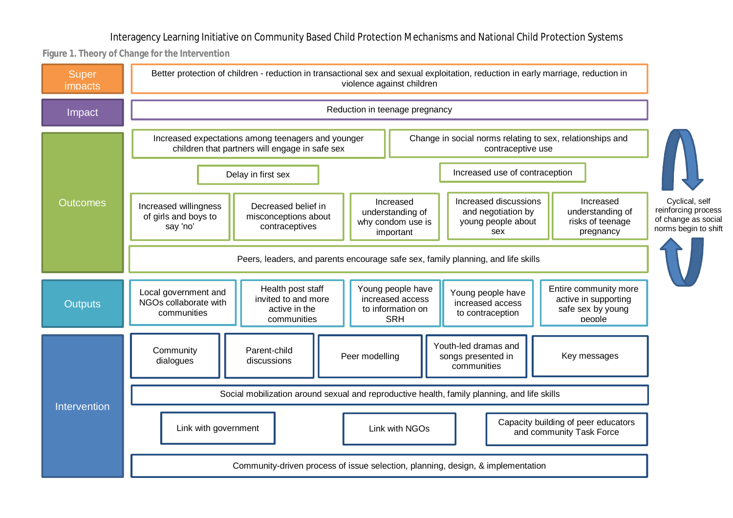Interagency Learning Initiative on Community Based Child Protection Mechanisms and National Child Protection Systems

**Figure 1. Theory of Change for the Intervention**

**Super impacts**

- Better protection of children - reduction in transactional sex and sexual exploitation, reduction in early marriage, reduction in violence against children

**Impact**

- Reduction in teenage pregnancy

**Outcomes**

- Increased expectations among teenagers and younger children that partners will engage in safe sex
- Change in social norms relating to sex, relationships and contraceptive use
- Delay in first sex
- Increased use of contraception
- Increased willingness of girls and boys to say 'no'
- Decreased belief in misconceptions about contraceptives
- Increased understanding of why condom use is important
- Increased discussions and negotiation by young people about sex
- Increased understanding of risks of teenage pregnancy
- Peers, leaders, and parents encourage safe sex, family planning, and life skills

Cyclical, self reinforcing process of change as social norms begin to shift

**Outputs**

- Local government and NGOs collaborate with communities
- Health post staff invited to and more active in the communities
- Young people have increased access to information on SRH
- Young people have increased access to contraception
- Entire community more active in supporting safe sex by young people

**Intervention**

- Community dialogues
- Parent-child discussions
- Peer modelling
- Youth-led dramas and songs presented in communities
- Key messages
- Social mobilization around sexual and reproductive health, family planning, and life skills
- Link with government
- Link with NGOs
- Capacity building of peer educators and community Task Force
- Community-driven process of issue selection, planning, design, & implementation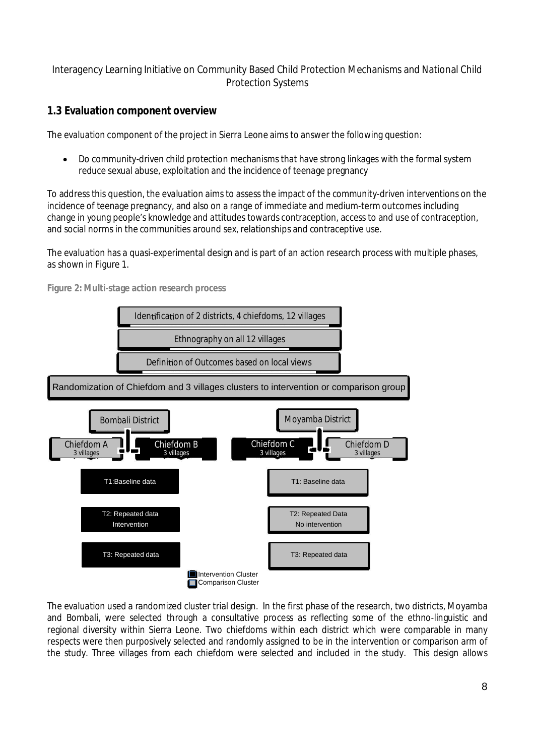## 1.3 Evaluation component overview

The evaluation component of the project in Sierra Leone aims to answer the following question:

- Do community-driven child protection mechanisms that have strong linkages with the formal system reduce sexual abuse, exploitation and the incidence of teenage pregnancy

To address this question, the evaluation aims to assess the impact of the community-driven interventions on the incidence of teenage pregnancy, and also on a range of immediate and medium-term outcomes including change in young people's knowledge and attitudes towards contraception, access to and use of contraception, and social norms in the communities around sex, relationships and contraceptive use.

The evaluation has a quasi-experimental design and is part of an action research process with multiple phases, as shown in Figure 1.

**Figure 2: Multi-stage action research process**

Identification of 2 districts, 4 chiefdoms, 12 villages

Ethnography on all 12 villages

Definition of Outcomes based on local views

Randomization of Chiefdom and 3 villages clusters to intervention or comparison group

Bombali District: Chiefdom A (3 villages), Chiefdom B (3 villages)

Moyamba District: Chiefdom C (3 villages), Chiefdom D (3 villages)

| Intervention Cluster | Comparison Cluster |
|---|---|
| T1:Baseline data | T1: Baseline data |
| T2: Repeated data Intervention | T2: Repeated Data No intervention |
| T3: Repeated data | T3: Repeated data |

The evaluation used a randomized cluster trial design. In the first phase of the research, two districts, Moyamba and Bombali, were selected through a consultative process as reflecting some of the ethno-linguistic and regional diversity within Sierra Leone. Two chiefdoms within each district which were comparable in many respects were then purposively selected and randomly assigned to be in the intervention or comparison arm of the study. Three villages from each chiefdom were selected and included in the study. This design allows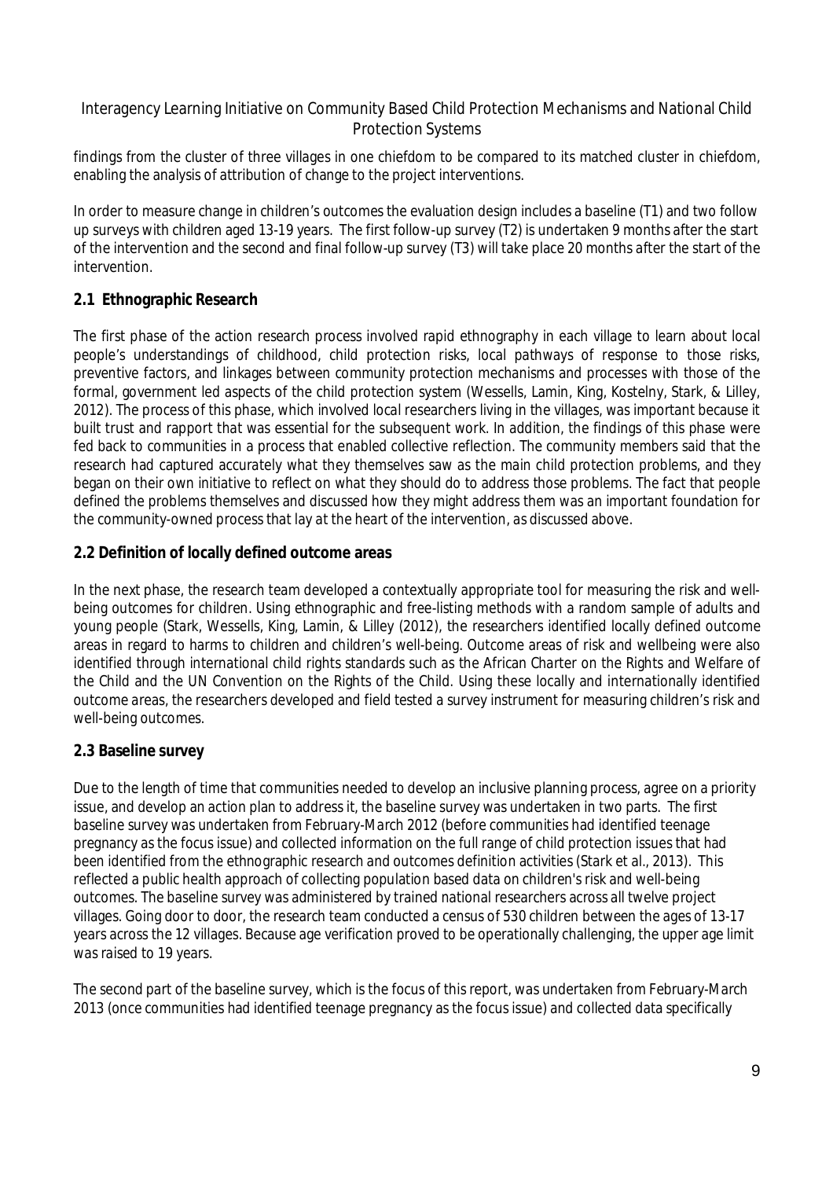findings from the cluster of three villages in one chiefdom to be compared to its matched cluster in chiefdom, enabling the analysis of attribution of change to the project interventions.

In order to measure change in children's outcomes the evaluation design includes a baseline (T1) and two follow up surveys with children aged 13-19 years. The first follow-up survey (T2) is undertaken 9 months after the start of the intervention and the second and final follow-up survey (T3) will take place 20 months after the start of the intervention.

## 2.1 Ethnographic Research

The first phase of the action research process involved rapid ethnography in each village to learn about local people's understandings of childhood, child protection risks, local pathways of response to those risks, preventive factors, and linkages between community protection mechanisms and processes with those of the formal, government led aspects of the child protection system (Wessells, Lamin, King, Kostelny, Stark, & Lilley, 2012). The process of this phase, which involved local researchers living in the villages, was important because it built trust and rapport that was essential for the subsequent work. In addition, the findings of this phase were fed back to communities in a process that enabled collective reflection. The community members said that the research had captured accurately what they themselves saw as the main child protection problems, and they began on their own initiative to reflect on what they should do to address those problems. The fact that people defined the problems themselves and discussed how they might address them was an important foundation for the community-owned process that lay at the heart of the intervention, as discussed above.

## 2.2 Definition of locally defined outcome areas

In the next phase, the research team developed a contextually appropriate tool for measuring the risk and well-being outcomes for children. Using ethnographic and free-listing methods with a random sample of adults and young people (Stark, Wessells, King, Lamin, & Lilley (2012), the researchers identified locally defined outcome areas in regard to harms to children and children's well-being. Outcome areas of risk and wellbeing were also identified through international child rights standards such as the African Charter on the Rights and Welfare of the Child and the UN Convention on the Rights of the Child. Using these locally and internationally identified outcome areas, the researchers developed and field tested a survey instrument for measuring children's risk and well-being outcomes.

## 2.3 Baseline survey

Due to the length of time that communities needed to develop an inclusive planning process, agree on a priority issue, and develop an action plan to address it, the baseline survey was undertaken in two parts. The first baseline survey was undertaken from February-March 2012 (before communities had identified teenage pregnancy as the focus issue) and collected information on the full range of child protection issues that had been identified from the ethnographic research and outcomes definition activities (Stark et al., 2013). This reflected a public health approach of collecting population based data on children's risk and well-being outcomes. The baseline survey was administered by trained national researchers across all twelve project villages. Going door to door, the research team conducted a census of 530 children between the ages of 13-17 years across the 12 villages. Because age verification proved to be operationally challenging, the upper age limit was raised to 19 years.

The second part of the baseline survey, which is the focus of this report, was undertaken from February-March 2013 (once communities had identified teenage pregnancy as the focus issue) and collected data specifically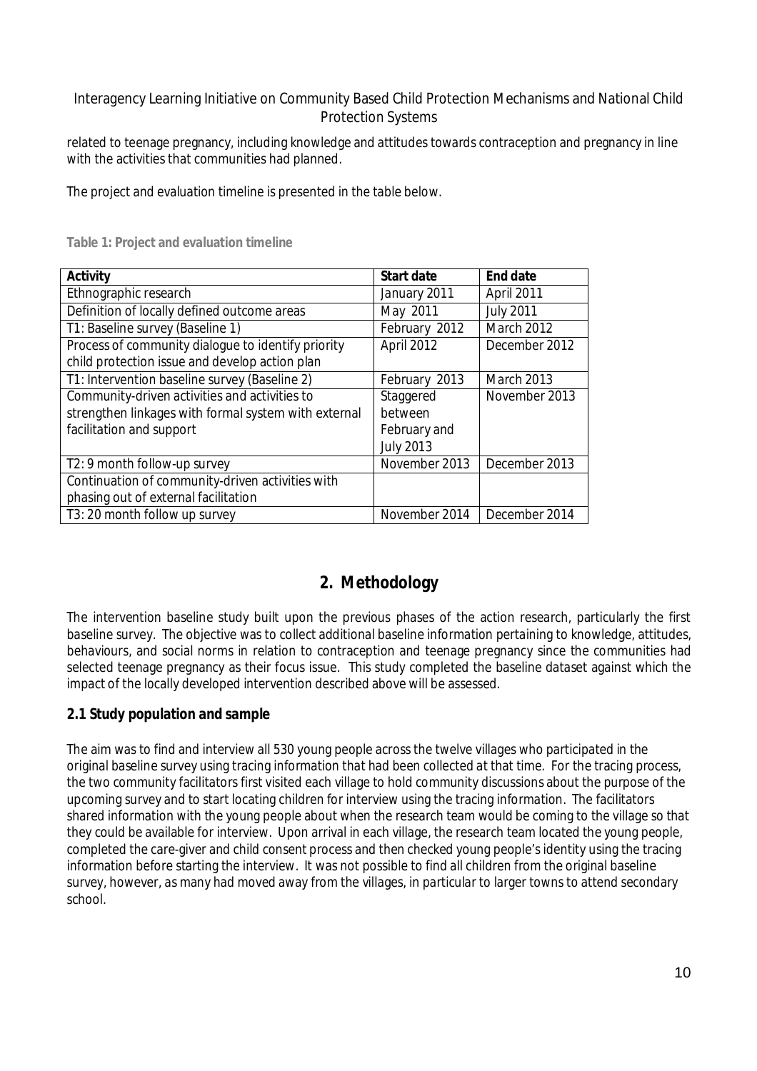related to teenage pregnancy, including knowledge and attitudes towards contraception and pregnancy in line with the activities that communities had planned.

The project and evaluation timeline is presented in the table below.

**Table 1: Project and evaluation timeline**

| Activity | Start date | End date |
|---|---|---|
| Ethnographic research | January 2011 | April 2011 |
| Definition of locally defined outcome areas | May 2011 | July 2011 |
| T1: Baseline survey (Baseline 1) | February 2012 | March 2012 |
| Process of community dialogue to identify priority child protection issue and develop action plan | April 2012 | December 2012 |
| T1: Intervention baseline survey (Baseline 2) | February 2013 | March 2013 |
| Community-driven activities and activities to strengthen linkages with formal system with external facilitation and support | Staggered between February and July 2013 | November 2013 |
| T2: 9 month follow-up survey | November 2013 | December 2013 |
| Continuation of community-driven activities with phasing out of external facilitation | | |
| T3: 20 month follow up survey | November 2014 | December 2014 |

## 2. Methodology

The intervention baseline study built upon the previous phases of the action research, particularly the first baseline survey. The objective was to collect additional baseline information pertaining to knowledge, attitudes, behaviours, and social norms in relation to contraception and teenage pregnancy since the communities had selected teenage pregnancy as their focus issue. This study completed the baseline dataset against which the impact of the locally developed intervention described above will be assessed.

### 2.1 Study population and sample

The aim was to find and interview all 530 young people across the twelve villages who participated in the original baseline survey using tracing information that had been collected at that time. For the tracing process, the two community facilitators first visited each village to hold community discussions about the purpose of the upcoming survey and to start locating children for interview using the tracing information. The facilitators shared information with the young people about when the research team would be coming to the village so that they could be available for interview. Upon arrival in each village, the research team located the young people, completed the care-giver and child consent process and then checked young people's identity using the tracing information before starting the interview. It was not possible to find all children from the original baseline survey, however, as many had moved away from the villages, in particular to larger towns to attend secondary school.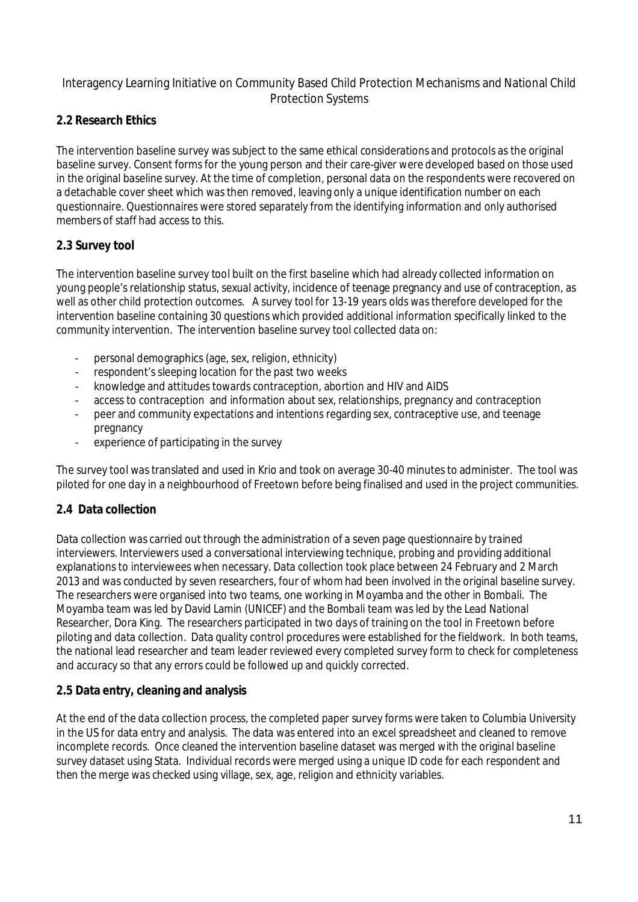## 2.2 Research Ethics

The intervention baseline survey was subject to the same ethical considerations and protocols as the original baseline survey. Consent forms for the young person and their care-giver were developed based on those used in the original baseline survey. At the time of completion, personal data on the respondents were recovered on a detachable cover sheet which was then removed, leaving only a unique identification number on each questionnaire. Questionnaires were stored separately from the identifying information and only authorised members of staff had access to this.

## 2.3 Survey tool

The intervention baseline survey tool built on the first baseline which had already collected information on young people's relationship status, sexual activity, incidence of teenage pregnancy and use of contraception, as well as other child protection outcomes. A survey tool for 13-19 years olds was therefore developed for the intervention baseline containing 30 questions which provided additional information specifically linked to the community intervention. The intervention baseline survey tool collected data on:

- personal demographics (age, sex, religion, ethnicity)
- respondent's sleeping location for the past two weeks
- knowledge and attitudes towards contraception, abortion and HIV and AIDS
- access to contraception and information about sex, relationships, pregnancy and contraception
- peer and community expectations and intentions regarding sex, contraceptive use, and teenage pregnancy
- experience of participating in the survey

The survey tool was translated and used in Krio and took on average 30-40 minutes to administer. The tool was piloted for one day in a neighbourhood of Freetown before being finalised and used in the project communities.

## 2.4 Data collection

Data collection was carried out through the administration of a seven page questionnaire by trained interviewers. Interviewers used a conversational interviewing technique, probing and providing additional explanations to interviewees when necessary. Data collection took place between 24 February and 2 March 2013 and was conducted by seven researchers, four of whom had been involved in the original baseline survey. The researchers were organised into two teams, one working in Moyamba and the other in Bombali. The Moyamba team was led by David Lamin (UNICEF) and the Bombali team was led by the Lead National Researcher, Dora King. The researchers participated in two days of training on the tool in Freetown before piloting and data collection. Data quality control procedures were established for the fieldwork. In both teams, the national lead researcher and team leader reviewed every completed survey form to check for completeness and accuracy so that any errors could be followed up and quickly corrected.

## 2.5 Data entry, cleaning and analysis

At the end of the data collection process, the completed paper survey forms were taken to Columbia University in the US for data entry and analysis. The data was entered into an excel spreadsheet and cleaned to remove incomplete records. Once cleaned the intervention baseline dataset was merged with the original baseline survey dataset using Stata. Individual records were merged using a unique ID code for each respondent and then the merge was checked using village, sex, age, religion and ethnicity variables.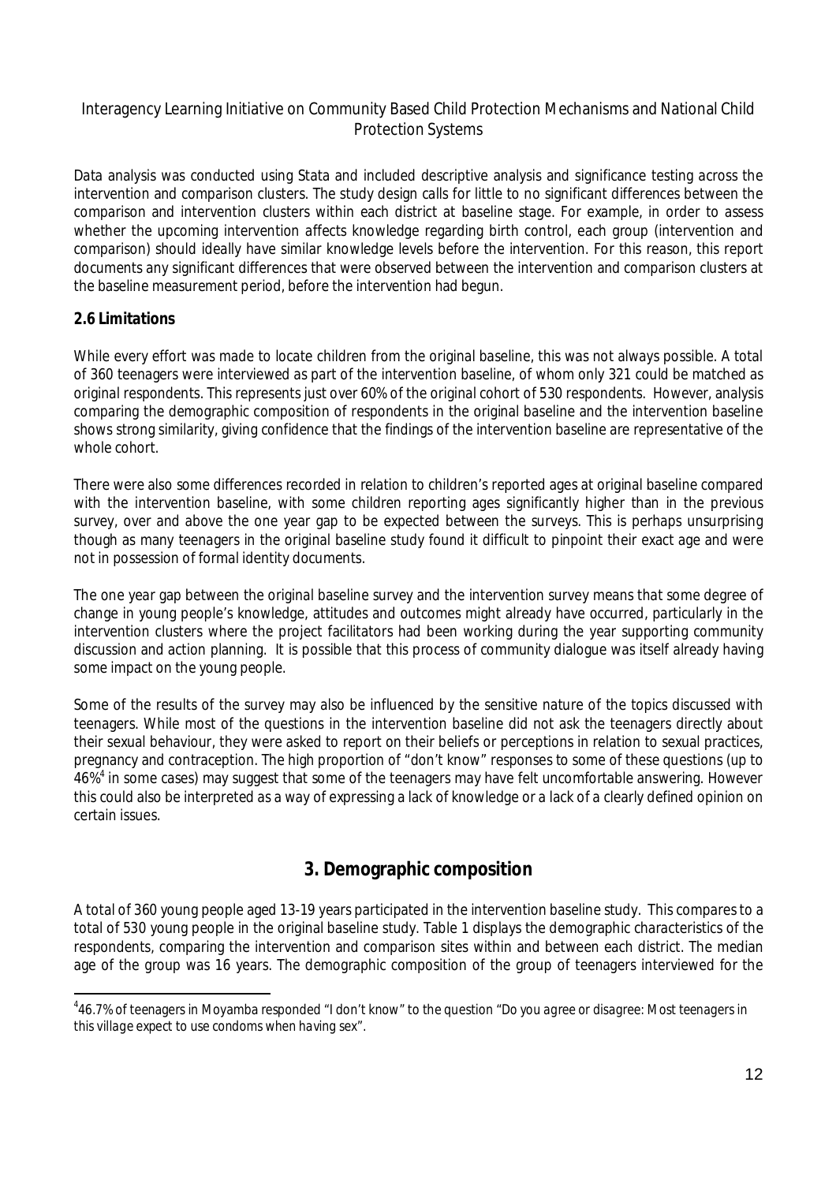Data analysis was conducted using Stata and included descriptive analysis and significance testing across the intervention and comparison clusters. The study design calls for little to no significant differences between the comparison and intervention clusters within each district at baseline stage. For example, in order to assess whether the upcoming intervention affects knowledge regarding birth control, each group (intervention and comparison) should ideally have similar knowledge levels before the intervention. For this reason, this report documents any significant differences that were observed between the intervention and comparison clusters at the baseline measurement period, before the intervention had begun.

### 2.6 Limitations

While every effort was made to locate children from the original baseline, this was not always possible. A total of 360 teenagers were interviewed as part of the intervention baseline, of whom only 321 could be matched as original respondents. This represents just over 60% of the original cohort of 530 respondents. However, analysis comparing the demographic composition of respondents in the original baseline and the intervention baseline shows strong similarity, giving confidence that the findings of the intervention baseline are representative of the whole cohort.

There were also some differences recorded in relation to children's reported ages at original baseline compared with the intervention baseline, with some children reporting ages significantly higher than in the previous survey, over and above the one year gap to be expected between the surveys. This is perhaps unsurprising though as many teenagers in the original baseline study found it difficult to pinpoint their exact age and were not in possession of formal identity documents.

The one year gap between the original baseline survey and the intervention survey means that some degree of change in young people's knowledge, attitudes and outcomes might already have occurred, particularly in the intervention clusters where the project facilitators had been working during the year supporting community discussion and action planning. It is possible that this process of community dialogue was itself already having some impact on the young people.

Some of the results of the survey may also be influenced by the sensitive nature of the topics discussed with teenagers. While most of the questions in the intervention baseline did not ask the teenagers directly about their sexual behaviour, they were asked to report on their beliefs or perceptions in relation to sexual practices, pregnancy and contraception. The high proportion of "don't know" responses to some of these questions (up to 46%[4] in some cases) may suggest that some of the teenagers may have felt uncomfortable answering. However this could also be interpreted as a way of expressing a lack of knowledge or a lack of a clearly defined opinion on certain issues.

## 3. Demographic composition

A total of 360 young people aged 13-19 years participated in the intervention baseline study. This compares to a total of 530 young people in the original baseline study. Table 1 displays the demographic characteristics of the respondents, comparing the intervention and comparison sites within and between each district. The median age of the group was 16 years. The demographic composition of the group of teenagers interviewed for the

[4] 46.7% of teenagers in Moyamba responded "I don't know" to the question "Do you agree or disagree: Most teenagers in this village expect to use condoms when having sex".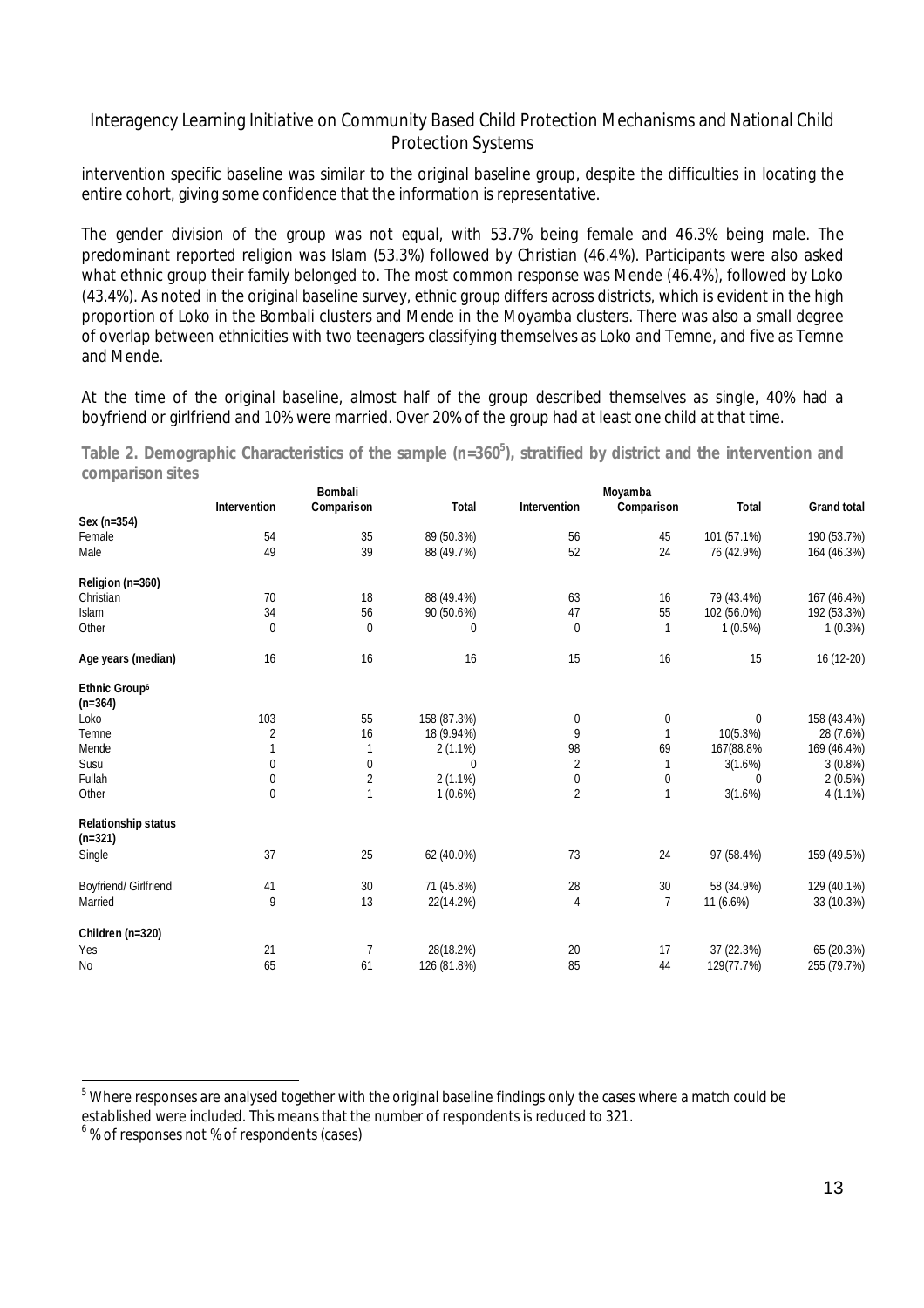intervention specific baseline was similar to the original baseline group, despite the difficulties in locating the entire cohort, giving some confidence that the information is representative.

The gender division of the group was not equal, with 53.7% being female and 46.3% being male. The predominant reported religion was Islam (53.3%) followed by Christian (46.4%). Participants were also asked what ethnic group their family belonged to. The most common response was Mende (46.4%), followed by Loko (43.4%). As noted in the original baseline survey, ethnic group differs across districts, which is evident in the high proportion of Loko in the Bombali clusters and Mende in the Moyamba clusters. There was also a small degree of overlap between ethnicities with two teenagers classifying themselves as Loko and Temne, and five as Temne and Mende.

At the time of the original baseline, almost half of the group described themselves as single, 40% had a boyfriend or girlfriend and 10% were married. Over 20% of the group had at least one child at that time.

**Table 2. Demographic Characteristics of the sample (n=360[5]), stratified by district and the intervention and comparison sites**

| | Bombali | | | Moyamba | | | |
|---|---|---|---|---|---|---|---|
| | Intervention | Comparison | Total | Intervention | Comparison | Total | Grand total |
| **Sex (n=354)** | | | | | | | |
| Female | 54 | 35 | 89 (50.3%) | 56 | 45 | 101 (57.1%) | 190 (53.7%) |
| Male | 49 | 39 | 88 (49.7%) | 52 | 24 | 76 (42.9%) | 164 (46.3%) |
| **Religion (n=360)** | | | | | | | |
| Christian | 70 | 18 | 88 (49.4%) | 63 | 16 | 79 (43.4%) | 167 (46.4%) |
| Islam | 34 | 56 | 90 (50.6%) | 47 | 55 | 102 (56.0%) | 192 (53.3%) |
| Other | 0 | 0 | 0 | 0 | 1 | 1 (0.5%) | 1 (0.3%) |
| **Age years (median)** | 16 | 16 | 16 | 15 | 16 | 15 | 16 (12-20) |
| **Ethnic Group[6] (n=364)** | | | | | | | |
| Loko | 103 | 55 | 158 (87.3%) | 0 | 0 | 0 | 158 (43.4%) |
| Temne | 2 | 16 | 18 (9.94%) | 9 | 1 | 10(5.3%) | 28 (7.6%) |
| Mende | 1 | 1 | 2 (1.1%) | 98 | 69 | 167(88.8% | 169 (46.4%) |
| Susu | 0 | 0 | 0 | 2 | 1 | 3(1.6%) | 3 (0.8%) |
| Fullah | 0 | 2 | 2 (1.1%) | 0 | 0 | 0 | 2 (0.5%) |
| Other | 0 | 1 | 1 (0.6%) | 2 | 1 | 3(1.6%) | 4 (1.1%) |
| **Relationship status (n=321)** | | | | | | | |
| Single | 37 | 25 | 62 (40.0%) | 73 | 24 | 97 (58.4%) | 159 (49.5%) |
| Boyfriend/ Girlfriend | 41 | 30 | 71 (45.8%) | 28 | 30 | 58 (34.9%) | 129 (40.1%) |
| Married | 9 | 13 | 22(14.2%) | 4 | 7 | 11 (6.6%) | 33 (10.3%) |
| **Children (n=320)** | | | | | | | |
| Yes | 21 | 7 | 28(18.2%) | 20 | 17 | 37 (22.3%) | 65 (20.3%) |
| No | 65 | 61 | 126 (81.8%) | 85 | 44 | 129(77.7%) | 255 (79.7%) |

[5] Where responses are analysed together with the original baseline findings only the cases where a match could be established were included. This means that the number of respondents is reduced to 321.

[6] % of responses not % of respondents (cases)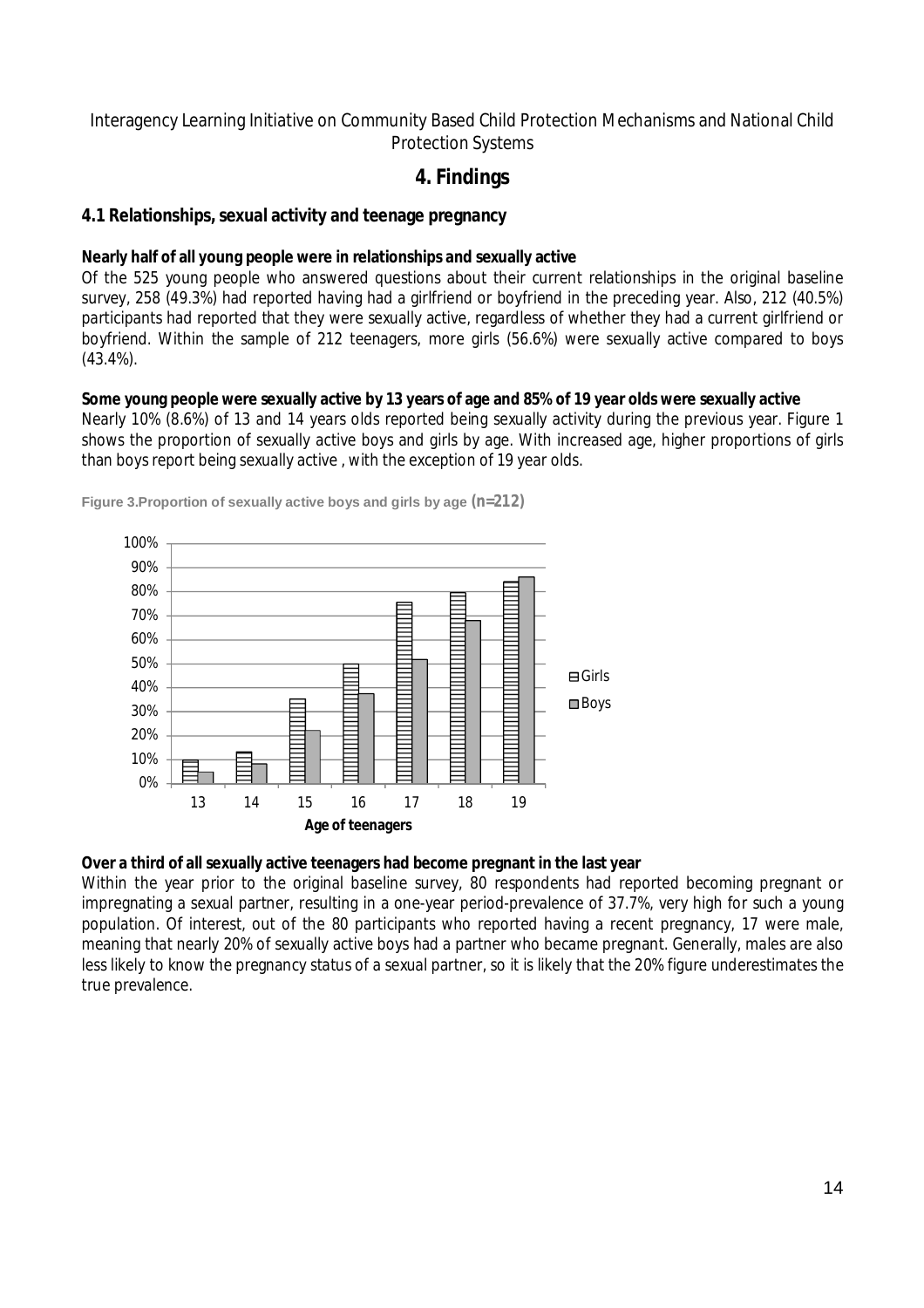Interagency Learning Initiative on Community Based Child Protection Mechanisms and National Child Protection Systems

# 4. Findings

## 4.1 Relationships, sexual activity and teenage pregnancy

**Nearly half of all young people were in relationships and sexually active**

Of the 525 young people who answered questions about their current relationships in the original baseline survey, 258 (49.3%) had reported having had a girlfriend or boyfriend in the preceding year. Also, 212 (40.5%) participants had reported that they were sexually active, regardless of whether they had a current girlfriend or boyfriend. Within the sample of 212 teenagers, more girls (56.6%) were sexually active compared to boys (43.4%).

**Some young people were sexually active by 13 years of age and 85% of 19 year olds were sexually active**

Nearly 10% (8.6%) of 13 and 14 years olds reported being sexually activity during the previous year. Figure 1 shows the proportion of sexually active boys and girls by age. With increased age, higher proportions of girls than boys report being sexually active , with the exception of 19 year olds.

Figure 3.Proportion of sexually active boys and girls by age (n=212)

**Over a third of all sexually active teenagers had become pregnant in the last year**

Within the year prior to the original baseline survey, 80 respondents had reported becoming pregnant or impregnating a sexual partner, resulting in a one-year period-prevalence of 37.7%, very high for such a young population. Of interest, out of the 80 participants who reported having a recent pregnancy, 17 were male, meaning that nearly 20% of sexually active boys had a partner who became pregnant. Generally, males are also less likely to know the pregnancy status of a sexual partner, so it is likely that the 20% figure underestimates the true prevalence.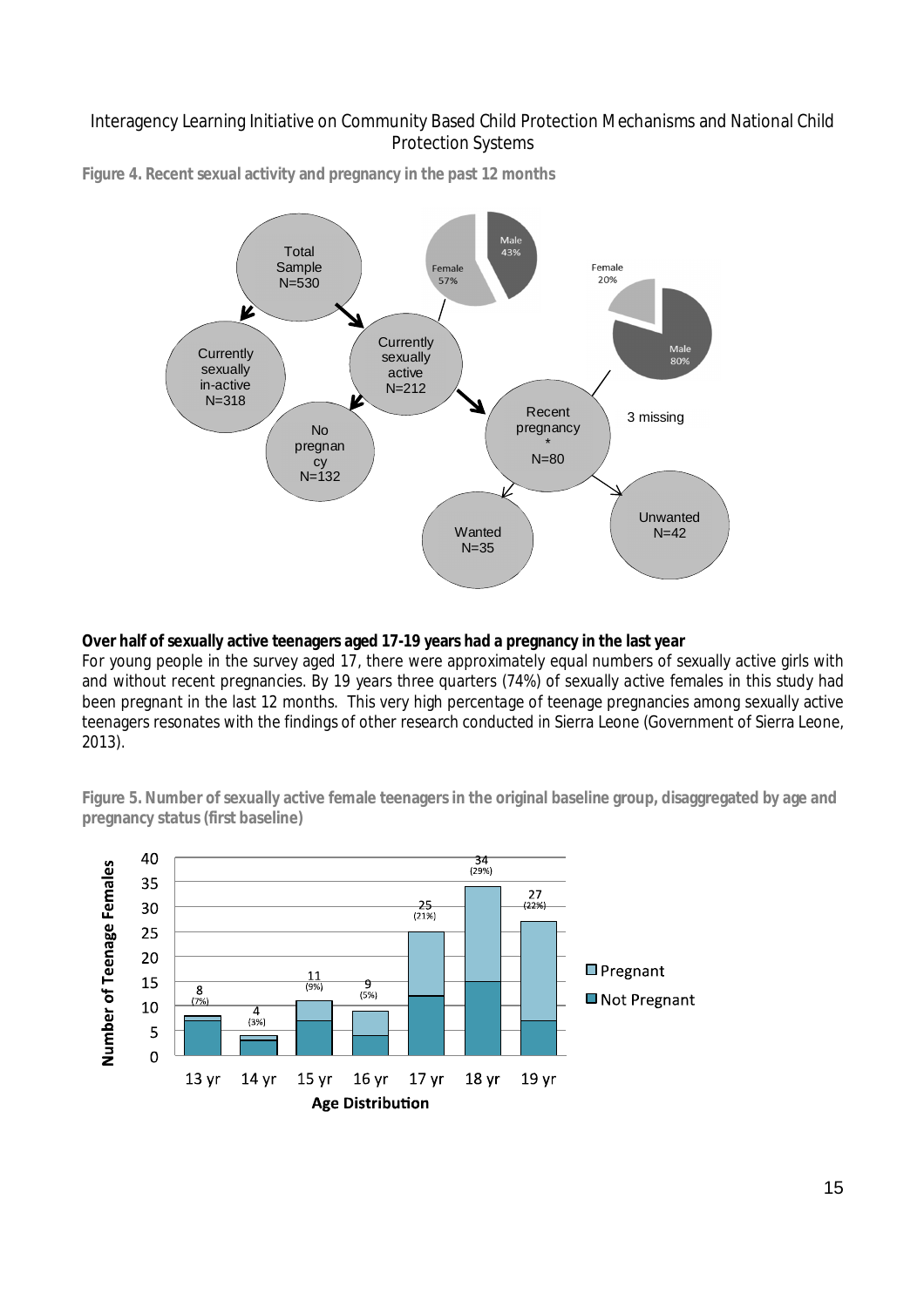Figure 4. Recent sexual activity and pregnancy in the past 12 months

Total Sample N=530

Currently sexually in-active N=318

Currently sexually active N=212

Female 57% / Male 43%

No pregnancy N=132

Recent pregnancy* N=80

Female 20% / Male 80%

3 missing

Wanted N=35

Unwanted N=42

**Over half of sexually active teenagers aged 17-19 years had a pregnancy in the last year**

For young people in the survey aged 17, there were approximately equal numbers of sexually active girls with and without recent pregnancies. By 19 years three quarters (74%) of sexually active females in this study had been pregnant in the last 12 months. This very high percentage of teenage pregnancies among sexually active teenagers resonates with the findings of other research conducted in Sierra Leone (Government of Sierra Leone, 2013).

Figure 5. Number of sexually active female teenagers in the original baseline group, disaggregated by age and pregnancy status (first baseline)

| Age | Total (%) |
|---|---|
| 13 yr | 8 (7%) |
| 14 yr | 4 (3%) |
| 15 yr | 11 (9%) |
| 16 yr | 9 (5%) |
| 17 yr | 25 (21%) |
| 18 yr | 34 (29%) |
| 19 yr | 27 (22%) |

Number of Teenage Females; Age Distribution; Pregnant; Not Pregnant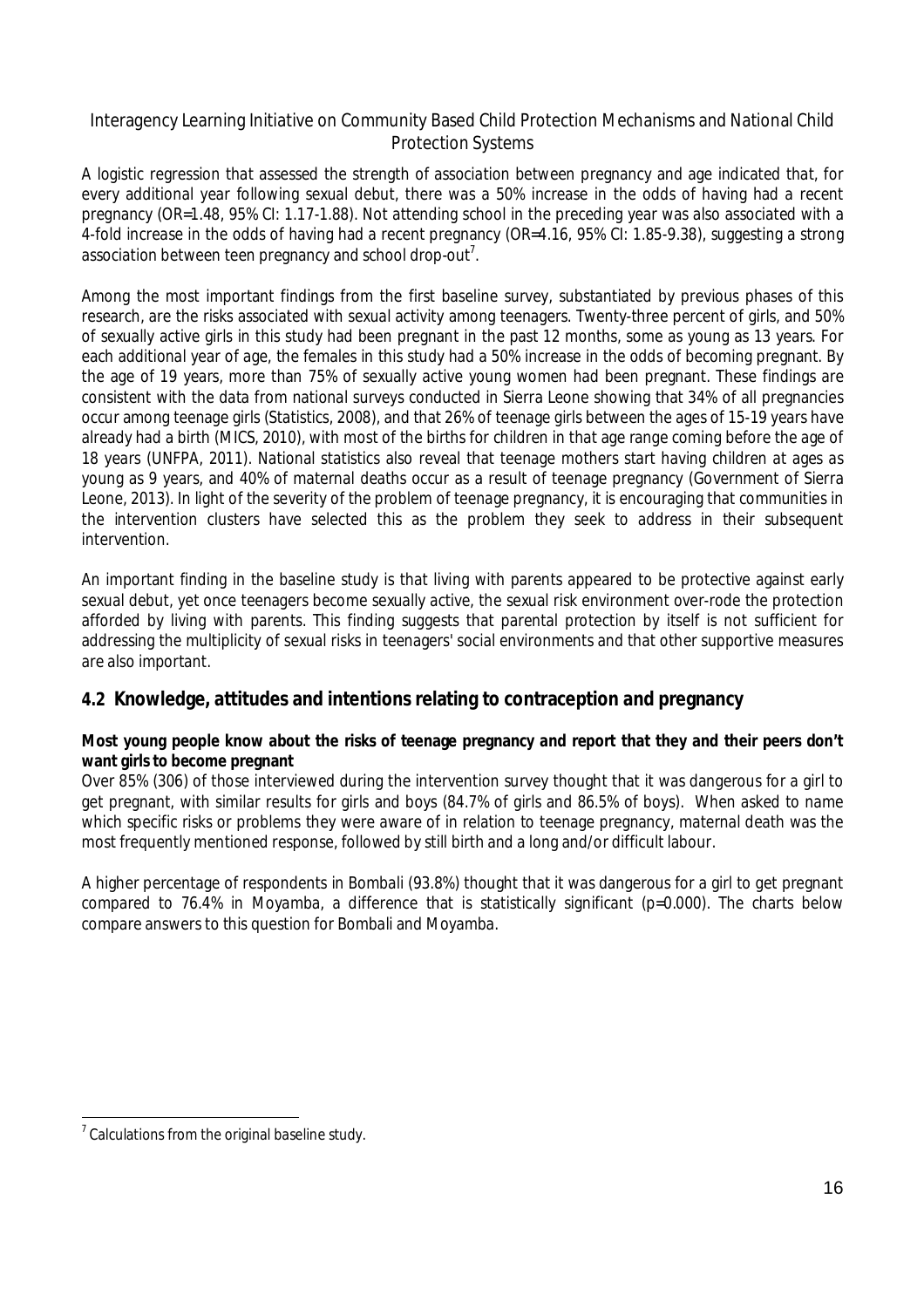A logistic regression that assessed the strength of association between pregnancy and age indicated that, for every additional year following sexual debut, there was a 50% increase in the odds of having had a recent pregnancy (OR=1.48, 95% CI: 1.17-1.88). Not attending school in the preceding year was also associated with a 4-fold increase in the odds of having had a recent pregnancy (OR=4.16, 95% CI: 1.85-9.38), suggesting a strong association between teen pregnancy and school drop-out[7].

Among the most important findings from the first baseline survey, substantiated by previous phases of this research, are the risks associated with sexual activity among teenagers. Twenty-three percent of girls, and 50% of sexually active girls in this study had been pregnant in the past 12 months, some as young as 13 years. For each additional year of age, the females in this study had a 50% increase in the odds of becoming pregnant. By the age of 19 years, more than 75% of sexually active young women had been pregnant. These findings are consistent with the data from national surveys conducted in Sierra Leone showing that 34% of all pregnancies occur among teenage girls (Statistics, 2008), and that 26% of teenage girls between the ages of 15-19 years have already had a birth (MICS, 2010), with most of the births for children in that age range coming before the age of 18 years (UNFPA, 2011). National statistics also reveal that teenage mothers start having children at ages as young as 9 years, and 40% of maternal deaths occur as a result of teenage pregnancy (Government of Sierra Leone, 2013). In light of the severity of the problem of teenage pregnancy, it is encouraging that communities in the intervention clusters have selected this as the problem they seek to address in their subsequent intervention.

An important finding in the baseline study is that living with parents appeared to be protective against early sexual debut, yet once teenagers become sexually active, the sexual risk environment over-rode the protection afforded by living with parents. This finding suggests that parental protection by itself is not sufficient for addressing the multiplicity of sexual risks in teenagers' social environments and that other supportive measures are also important.

## 4.2 Knowledge, attitudes and intentions relating to contraception and pregnancy

**Most young people know about the risks of teenage pregnancy and report that they and their peers don't want girls to become pregnant**

Over 85% (306) of those interviewed during the intervention survey thought that it was dangerous for a girl to get pregnant, with similar results for girls and boys (84.7% of girls and 86.5% of boys). When asked to name which specific risks or problems they were aware of in relation to teenage pregnancy, maternal death was the most frequently mentioned response, followed by still birth and a long and/or difficult labour.

A higher percentage of respondents in Bombali (93.8%) thought that it was dangerous for a girl to get pregnant compared to 76.4% in Moyamba, a difference that is statistically significant (p=0.000). The charts below compare answers to this question for Bombali and Moyamba.

---

[7] Calculations from the original baseline study.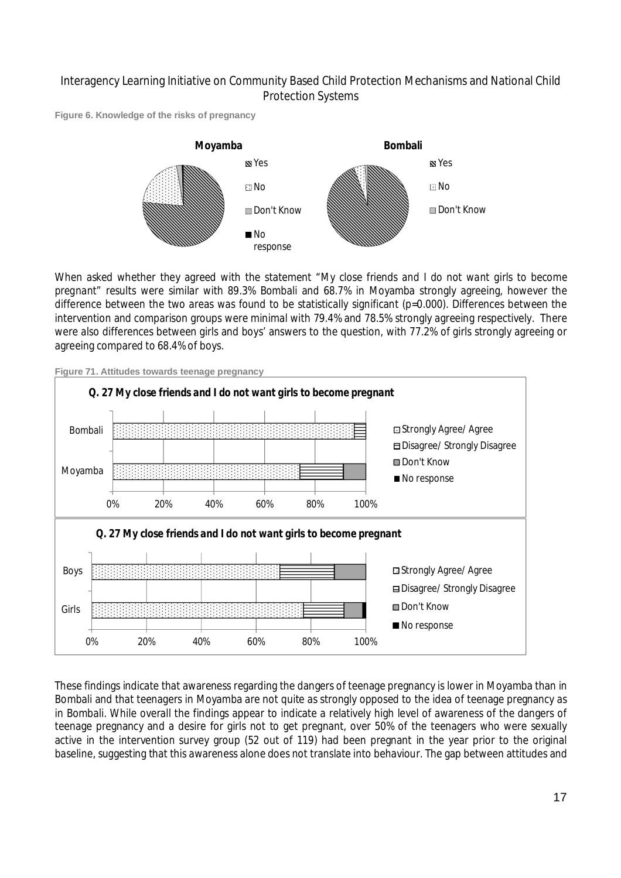Figure 6. Knowledge of the risks of pregnancy

Moyamba

- Yes
- No
- Don't Know
- No response

Bombali

- Yes
- No
- Don't Know

When asked whether they agreed with the statement "My close friends and I do not want girls to become pregnant" results were similar with 89.3% Bombali and 68.7% in Moyamba strongly agreeing, however the difference between the two areas was found to be statistically significant ($p=0.000$). Differences between the intervention and comparison groups were minimal with 79.4% and 78.5% strongly agreeing respectively. There were also differences between girls and boys' answers to the question, with 77.2% of girls strongly agreeing or agreeing compared to 68.4% of boys.

Figure 71. Attitudes towards teenage pregnancy

**Q. 27 My close friends and I do not want girls to become pregnant**

Bombali, Moyamba (0%–100%)

- Strongly Agree/ Agree
- Disagree/ Strongly Disagree
- Don't Know
- No response

**Q. 27 My close friends and I do not want girls to become pregnant**

Boys, Girls (0%–100%)

- Strongly Agree/ Agree
- Disagree/ Strongly Disagree
- Don't Know
- No response

These findings indicate that awareness regarding the dangers of teenage pregnancy is lower in Moyamba than in Bombali and that teenagers in Moyamba are not quite as strongly opposed to the idea of teenage pregnancy as in Bombali. While overall the findings appear to indicate a relatively high level of awareness of the dangers of teenage pregnancy and a desire for girls not to get pregnant, over 50% of the teenagers who were sexually active in the intervention survey group (52 out of 119) had been pregnant in the year prior to the original baseline, suggesting that this awareness alone does not translate into behaviour. The gap between attitudes and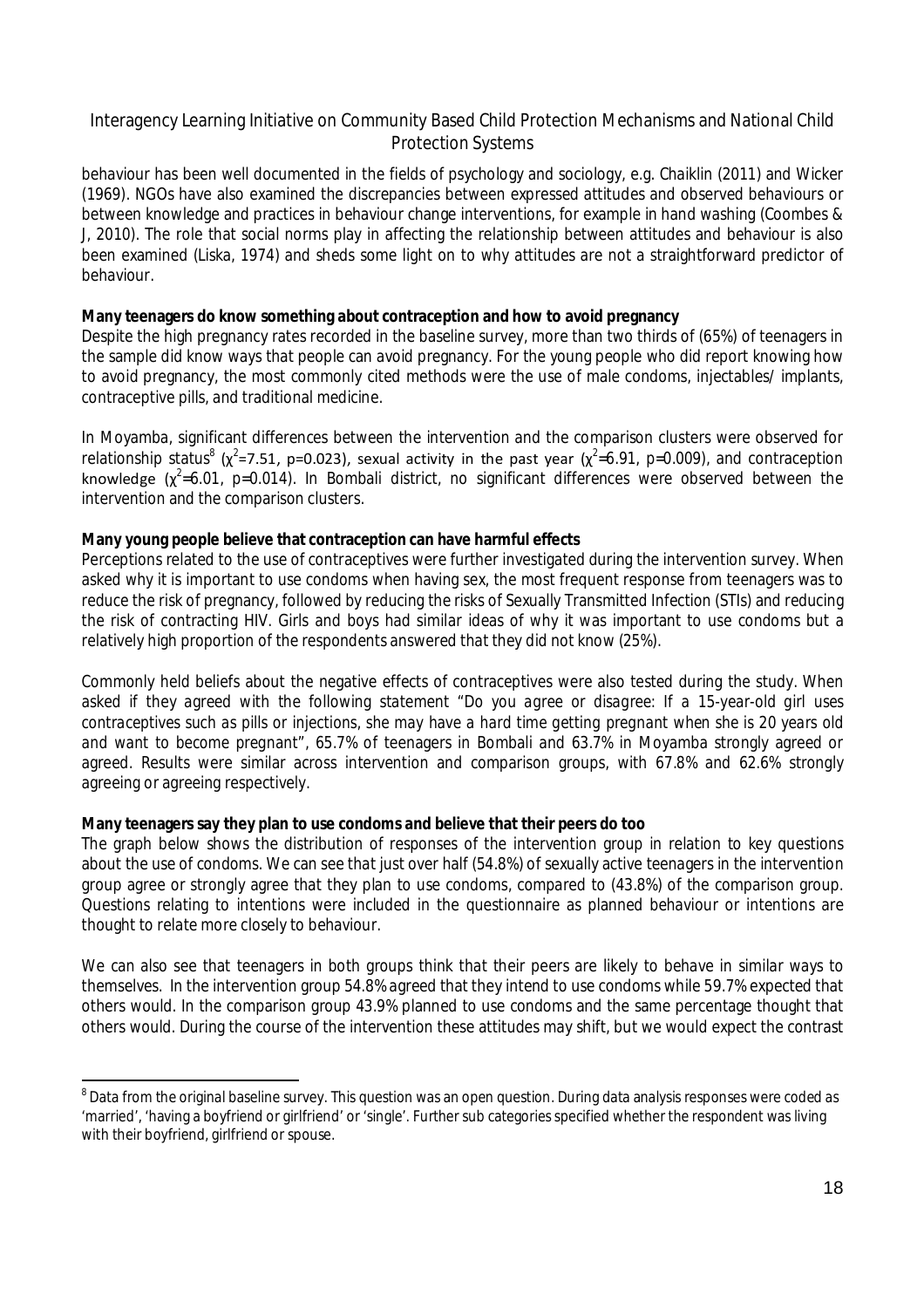behaviour has been well documented in the fields of psychology and sociology, e.g. Chaiklin (2011) and Wicker (1969). NGOs have also examined the discrepancies between expressed attitudes and observed behaviours or between knowledge and practices in behaviour change interventions, for example in hand washing (Coombes & J, 2010). The role that social norms play in affecting the relationship between attitudes and behaviour is also been examined (Liska, 1974) and sheds some light on to why attitudes are not a straightforward predictor of behaviour.

**Many teenagers do know something about contraception and how to avoid pregnancy**

Despite the high pregnancy rates recorded in the baseline survey, more than two thirds of (65%) of teenagers in the sample did know ways that people can avoid pregnancy. For the young people who did report knowing how to avoid pregnancy, the most commonly cited methods were the use of male condoms, injectables/ implants, contraceptive pills, and traditional medicine.

In Moyamba, significant differences between the intervention and the comparison clusters were observed for relationship status[8] ($\chi^2$=7.51, p=0.023), sexual activity in the past year ($\chi^2$=6.91, p=0.009), and contraception knowledge ($\chi^2$=6.01, p=0.014). In Bombali district, no significant differences were observed between the intervention and the comparison clusters.

**Many young people believe that contraception can have harmful effects**

Perceptions related to the use of contraceptives were further investigated during the intervention survey. When asked why it is important to use condoms when having sex, the most frequent response from teenagers was to reduce the risk of pregnancy, followed by reducing the risks of Sexually Transmitted Infection (STIs) and reducing the risk of contracting HIV. Girls and boys had similar ideas of why it was important to use condoms but a relatively high proportion of the respondents answered that they did not know (25%).

Commonly held beliefs about the negative effects of contraceptives were also tested during the study. When asked if they agreed with the following statement "*Do you agree or disagree: If a 15-year-old girl uses contraceptives such as pills or injections, she may have a hard time getting pregnant when she is 20 years old and want to become pregnant*", 65.7% of teenagers in Bombali and 63.7% in Moyamba strongly agreed or agreed. Results were similar across intervention and comparison groups, with 67.8% and 62.6% strongly agreeing or agreeing respectively.

**Many teenagers say they plan to use condoms and believe that their peers do too**

The graph below shows the distribution of responses of the intervention group in relation to key questions about the use of condoms. We can see that just over half (54.8%) of sexually active teenagers in the intervention group agree or strongly agree that they plan to use condoms, compared to (43.8%) of the comparison group. Questions relating to intentions were included in the questionnaire as planned behaviour or intentions are thought to relate more closely to behaviour.

We can also see that teenagers in both groups think that their peers are likely to behave in similar ways to themselves. In the intervention group 54.8% agreed that they intend to use condoms while 59.7% expected that others would. In the comparison group 43.9% planned to use condoms and the same percentage thought that others would. During the course of the intervention these attitudes may shift, but we would expect the contrast

[8] Data from the original baseline survey. This question was an open question. During data analysis responses were coded as 'married', 'having a boyfriend or girlfriend' or 'single'. Further sub categories specified whether the respondent was living with their boyfriend, girlfriend or spouse.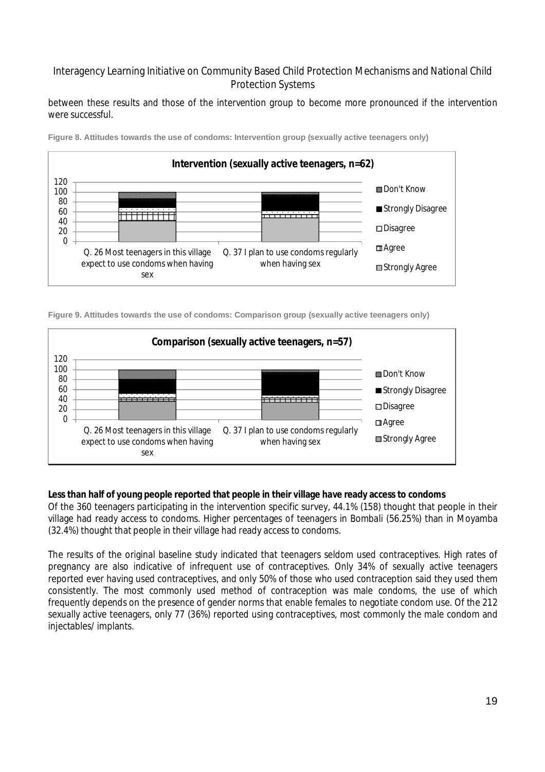between these results and those of the intervention group to become more pronounced if the intervention were successful.

**Figure 8. Attitudes towards the use of condoms: Intervention group (sexually active teenagers only)**

**Figure 9. Attitudes towards the use of condoms: Comparison group (sexually active teenagers only)**

**Less than half of young people reported that people in their village have ready access to condoms**

Of the 360 teenagers participating in the intervention specific survey, 44.1% (158) thought that people in their village had ready access to condoms. Higher percentages of teenagers in Bombali (56.25%) than in Moyamba (32.4%) thought that people in their village had ready access to condoms.

The results of the original baseline study indicated that teenagers seldom used contraceptives. High rates of pregnancy are also indicative of infrequent use of contraceptives. Only 34% of sexually active teenagers reported ever having used contraceptives, and only 50% of those who used contraception said they used them consistently. The most commonly used method of contraception was male condoms, the use of which frequently depends on the presence of gender norms that enable females to negotiate condom use. Of the 212 sexually active teenagers, only 77 (36%) reported using contraceptives, most commonly the male condom and injectables/ implants.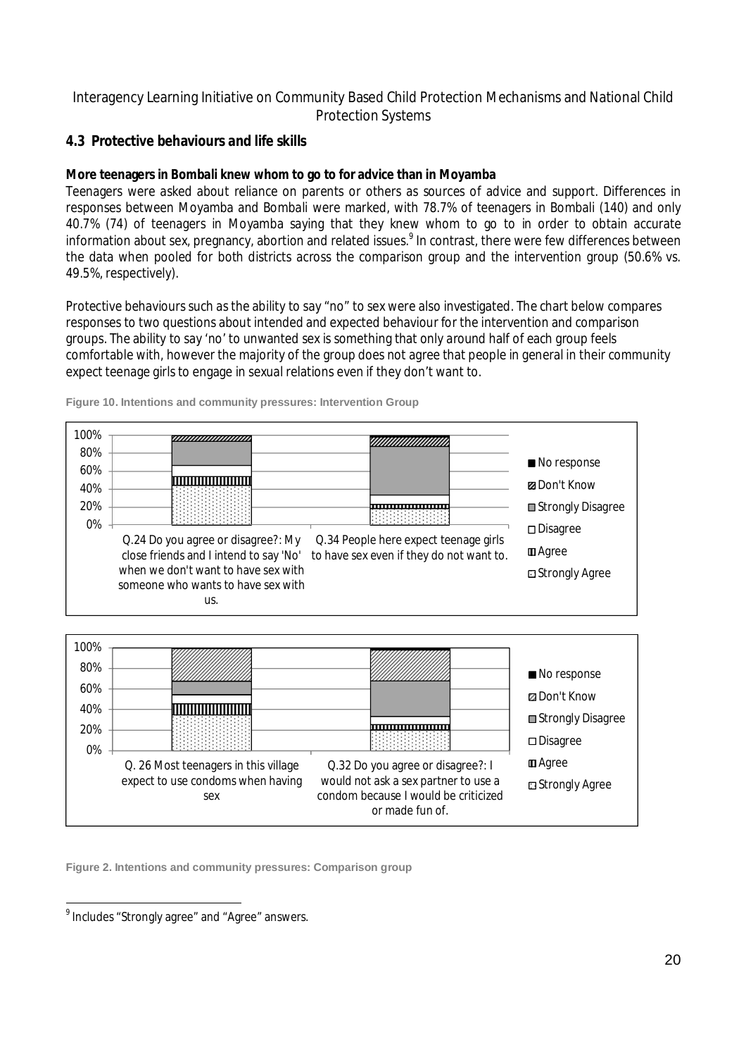## 4.3 Protective behaviours and life skills

**More teenagers in Bombali knew whom to go to for advice than in Moyamba**

Teenagers were asked about reliance on parents or others as sources of advice and support. Differences in responses between Moyamba and Bombali were marked, with 78.7% of teenagers in Bombali (140) and only 40.7% (74) of teenagers in Moyamba saying that they knew whom to go to in order to obtain accurate information about sex, pregnancy, abortion and related issues.[9] In contrast, there were few differences between the data when pooled for both districts across the comparison group and the intervention group (50.6% vs. 49.5%, respectively).

Protective behaviours such as the ability to say "no" to sex were also investigated. The chart below compares responses to two questions about intended and expected behaviour for the intervention and comparison groups. The ability to say 'no' to unwanted sex is something that only around half of each group feels comfortable with, however the majority of the group does not agree that people in general in their community expect teenage girls to engage in sexual relations even if they don't want to.

Figure 10. Intentions and community pressures: Intervention Group

Figure 2. Intentions and community pressures: Comparison group

[9] Includes "Strongly agree" and "Agree" answers.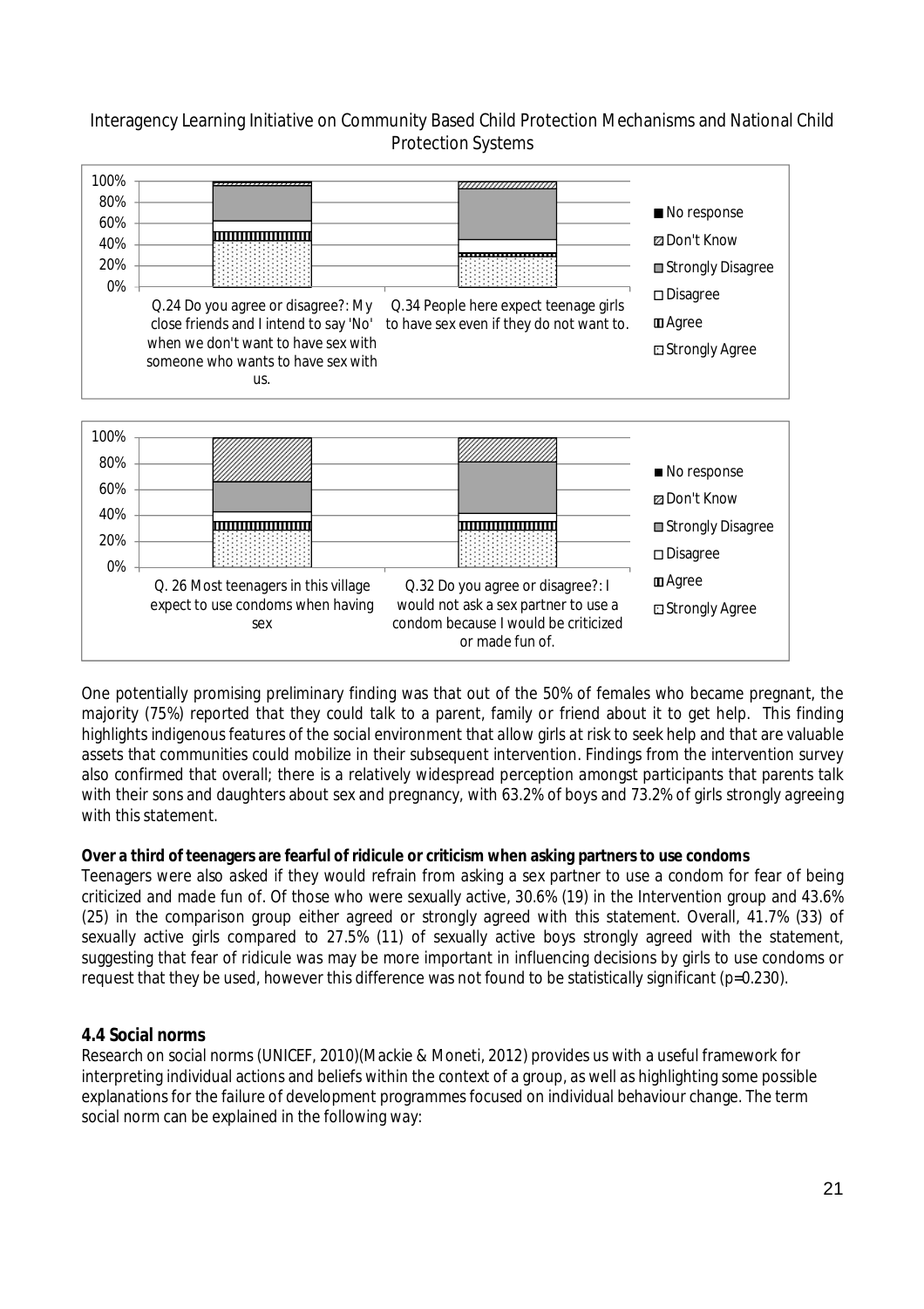Q.24 Do you agree or disagree?: My close friends and I intend to say 'No' when we don't want to have sex with someone who wants to have sex with us.

Q.34 People here expect teenage girls to have sex even if they do not want to.

Q. 26 Most teenagers in this village expect to use condoms when having sex

Q.32 Do you agree or disagree?: I would not ask a sex partner to use a condom because I would be criticized or made fun of.

Legend: No response; Don't Know; Strongly Disagree; Disagree; Agree; Strongly Agree

One potentially promising preliminary finding was that out of the 50% of females who became pregnant, the majority (75%) reported that they could talk to a parent, family or friend about it to get help. This finding highlights indigenous features of the social environment that allow girls at risk to seek help and that are valuable assets that communities could mobilize in their subsequent intervention. Findings from the intervention survey also confirmed that overall; there is a relatively widespread perception amongst participants that parents talk with their sons and daughters about sex and pregnancy, with 63.2% of boys and 73.2% of girls strongly agreeing with this statement.

**Over a third of teenagers are fearful of ridicule or criticism when asking partners to use condoms**

Teenagers were also asked if they would refrain from asking a sex partner to use a condom for fear of being criticized and made fun of. Of those who were sexually active, 30.6% (19) in the Intervention group and 43.6% (25) in the comparison group either agreed or strongly agreed with this statement. Overall, 41.7% (33) of sexually active girls compared to 27.5% (11) of sexually active boys strongly agreed with the statement, suggesting that fear of ridicule was may be more important in influencing decisions by girls to use condoms or request that they be used, however this difference was not found to be statistically significant ($p$=0.230).

## 4.4 Social norms

Research on social norms (UNICEF, 2010)(Mackie & Moneti, 2012) provides us with a useful framework for interpreting individual actions and beliefs within the context of a group, as well as highlighting some possible explanations for the failure of development programmes focused on individual behaviour change. The term social norm can be explained in the following way: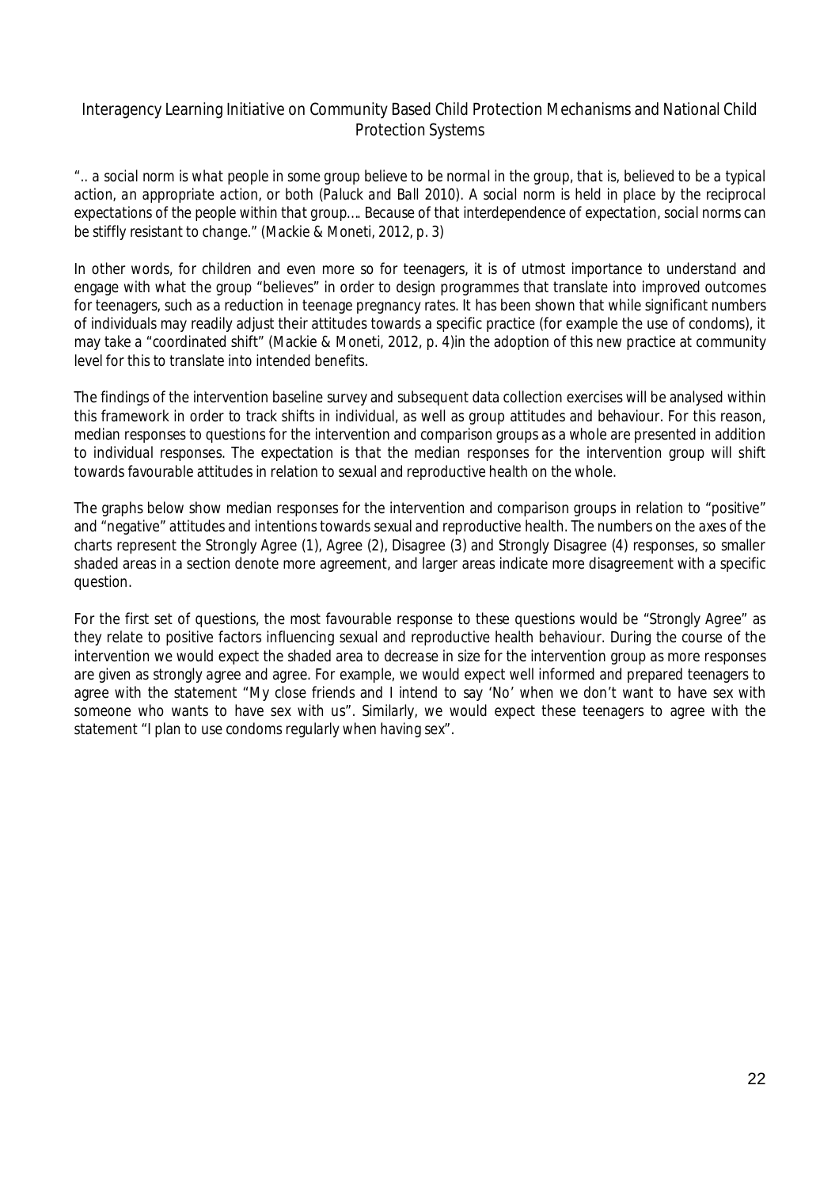*".. a social norm is what people in some group believe to be normal in the group, that is, believed to be a typical action, an appropriate action, or both (Paluck and Ball 2010). A social norm is held in place by the reciprocal expectations of the people within that group…. Because of that interdependence of expectation, social norms can be stiffly resistant to change."* (Mackie & Moneti, 2012, p. 3)

In other words, for children and even more so for teenagers, it is of utmost importance to understand and engage with what the group "believes" in order to design programmes that translate into improved outcomes for teenagers, such as a reduction in teenage pregnancy rates. It has been shown that while significant numbers of individuals may readily adjust their attitudes towards a specific practice (for example the use of condoms), it may take a "coordinated shift" (Mackie & Moneti, 2012, p. 4)in the adoption of this new practice at community level for this to translate into intended benefits.

The findings of the intervention baseline survey and subsequent data collection exercises will be analysed within this framework in order to track shifts in individual, as well as group attitudes and behaviour. For this reason, median responses to questions for the intervention and comparison groups as a whole are presented in addition to individual responses. The expectation is that the median responses for the intervention group will shift towards favourable attitudes in relation to sexual and reproductive health on the whole.

The graphs below show median responses for the intervention and comparison groups in relation to "positive" and "negative" attitudes and intentions towards sexual and reproductive health. The numbers on the axes of the charts represent the Strongly Agree (1), Agree (2), Disagree (3) and Strongly Disagree (4) responses, so smaller shaded areas in a section denote more agreement, and larger areas indicate more disagreement with a specific question.

For the first set of questions, the most favourable response to these questions would be "Strongly Agree" as they relate to positive factors influencing sexual and reproductive health behaviour. During the course of the intervention we would expect the shaded area to decrease in size for the intervention group as more responses are given as strongly agree and agree. For example, we would expect well informed and prepared teenagers to agree with the statement "My close friends and I intend to say 'No' when we don't want to have sex with someone who wants to have sex with us". Similarly, we would expect these teenagers to agree with the statement "I plan to use condoms regularly when having sex".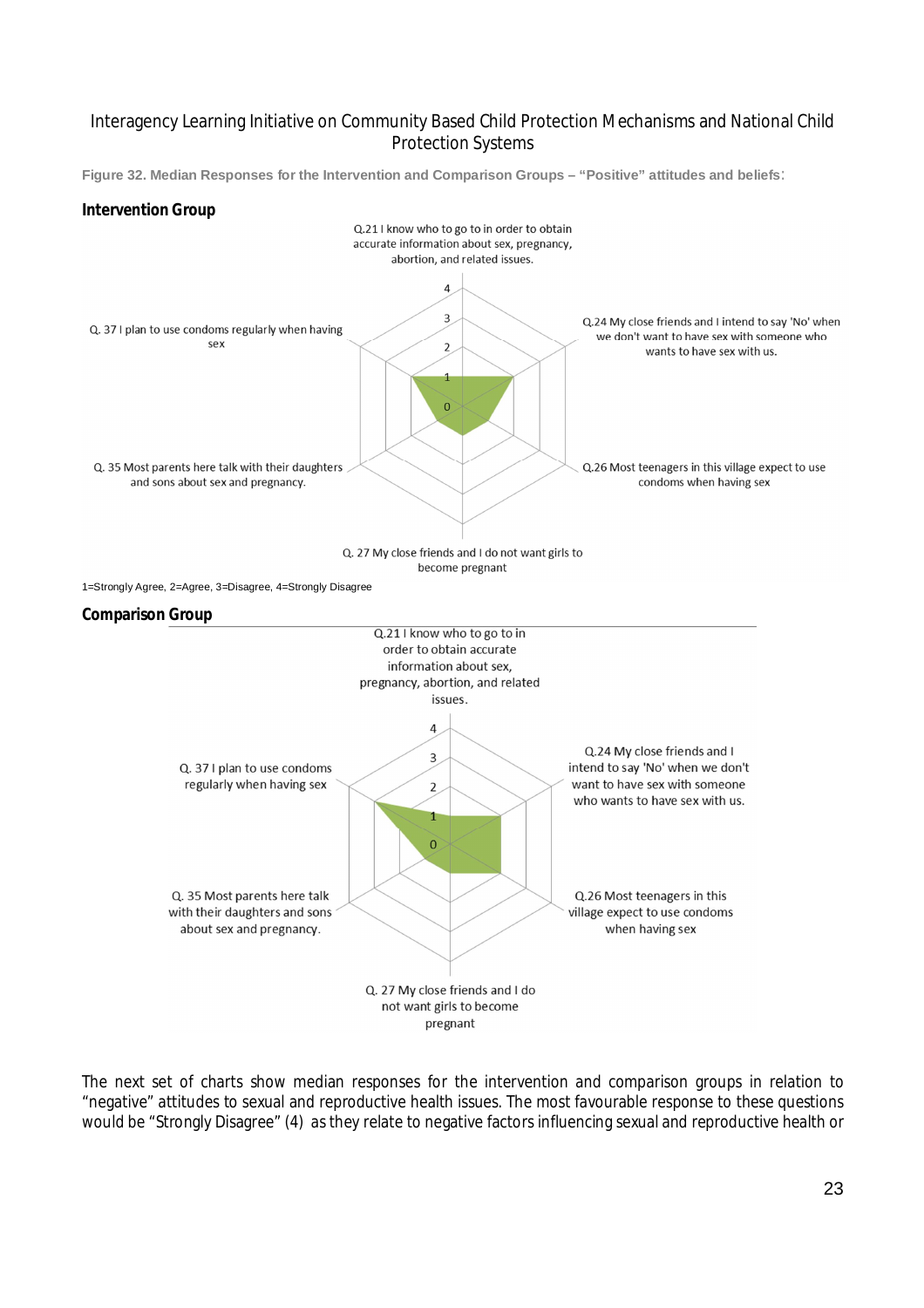Figure 32. Median Responses for the Intervention and Comparison Groups – "Positive" attitudes and beliefs:

**Intervention Group**

Q.21 I know who to go to in order to obtain accurate information about sex, pregnancy, abortion, and related issues.

Q.24 My close friends and I intend to say 'No' when we don't want to have sex with someone who wants to have sex with us.

Q.26 Most teenagers in this village expect to use condoms when having sex

Q. 27 My close friends and I do not want girls to become pregnant

Q. 35 Most parents here talk with their daughters and sons about sex and pregnancy.

Q. 37 I plan to use condoms regularly when having sex

1=Strongly Agree, 2=Agree, 3=Disagree, 4=Strongly Disagree

**Comparison Group**

Q.21 I know who to go to in order to obtain accurate information about sex, pregnancy, abortion, and related issues.

Q.24 My close friends and I intend to say 'No' when we don't want to have sex with someone who wants to have sex with us.

Q.26 Most teenagers in this village expect to use condoms when having sex

Q. 27 My close friends and I do not want girls to become pregnant

Q. 35 Most parents here talk with their daughters and sons about sex and pregnancy.

Q. 37 I plan to use condoms regularly when having sex

The next set of charts show median responses for the intervention and comparison groups in relation to "negative" attitudes to sexual and reproductive health issues. The most favourable response to these questions would be "Strongly Disagree" (4) as they relate to negative factors influencing sexual and reproductive health or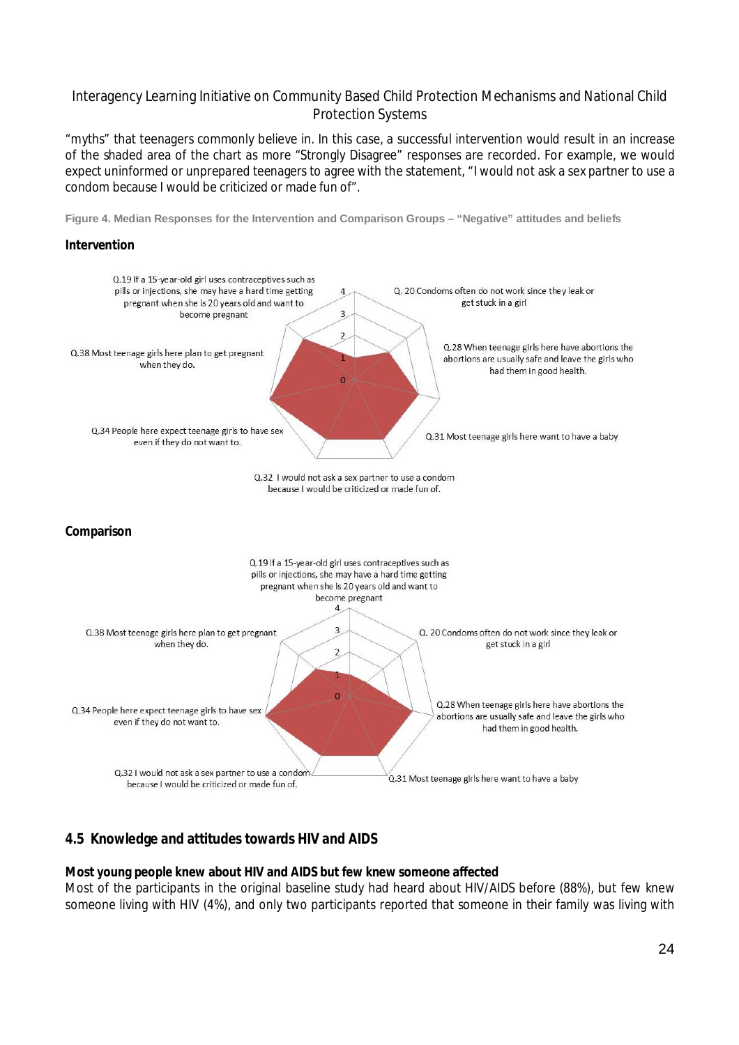"myths" that teenagers commonly believe in. In this case, a successful intervention would result in an increase of the shaded area of the chart as more "Strongly Disagree" responses are recorded. For example, we would expect uninformed or unprepared teenagers to agree with the statement, "I would not ask a sex partner to use a condom because I would be criticized or made fun of".

**Figure 4. Median Responses for the Intervention and Comparison Groups – "Negative" attitudes and beliefs**

**Intervention**

Q.19 If a 15-year-old girl uses contraceptives such as pills or injections, she may have a hard time getting pregnant when she is 20 years old and want to become pregnant

Q. 20 Condoms often do not work since they leak or get stuck in a girl

Q.28 When teenage girls here have abortions the abortions are usually safe and leave the girls who had them in good health.

Q.31 Most teenage girls here want to have a baby

Q.32 I would not ask a sex partner to use a condom because I would be criticized or made fun of.

Q.34 People here expect teenage girls to have sex even if they do not want to.

Q.38 Most teenage girls here plan to get pregnant when they do.

**Comparison**

Q.19 If a 15-year-old girl uses contraceptives such as pills or injections, she may have a hard time getting pregnant when she is 20 years old and want to become pregnant

Q. 20 Condoms often do not work since they leak or get stuck in a girl

Q.28 When teenage girls here have abortions the abortions are usually safe and leave the girls who had them in good health.

Q.31 Most teenage girls here want to have a baby

Q.32 I would not ask a sex partner to use a condom because I would be criticized or made fun of.

Q.34 People here expect teenage girls to have sex even if they do not want to.

Q.38 Most teenage girls here plan to get pregnant when they do.

## 4.5 Knowledge and attitudes towards HIV and AIDS

**Most young people knew about HIV and AIDS but few knew someone affected**

Most of the participants in the original baseline study had heard about HIV/AIDS before (88%), but few knew someone living with HIV (4%), and only two participants reported that someone in their family was living with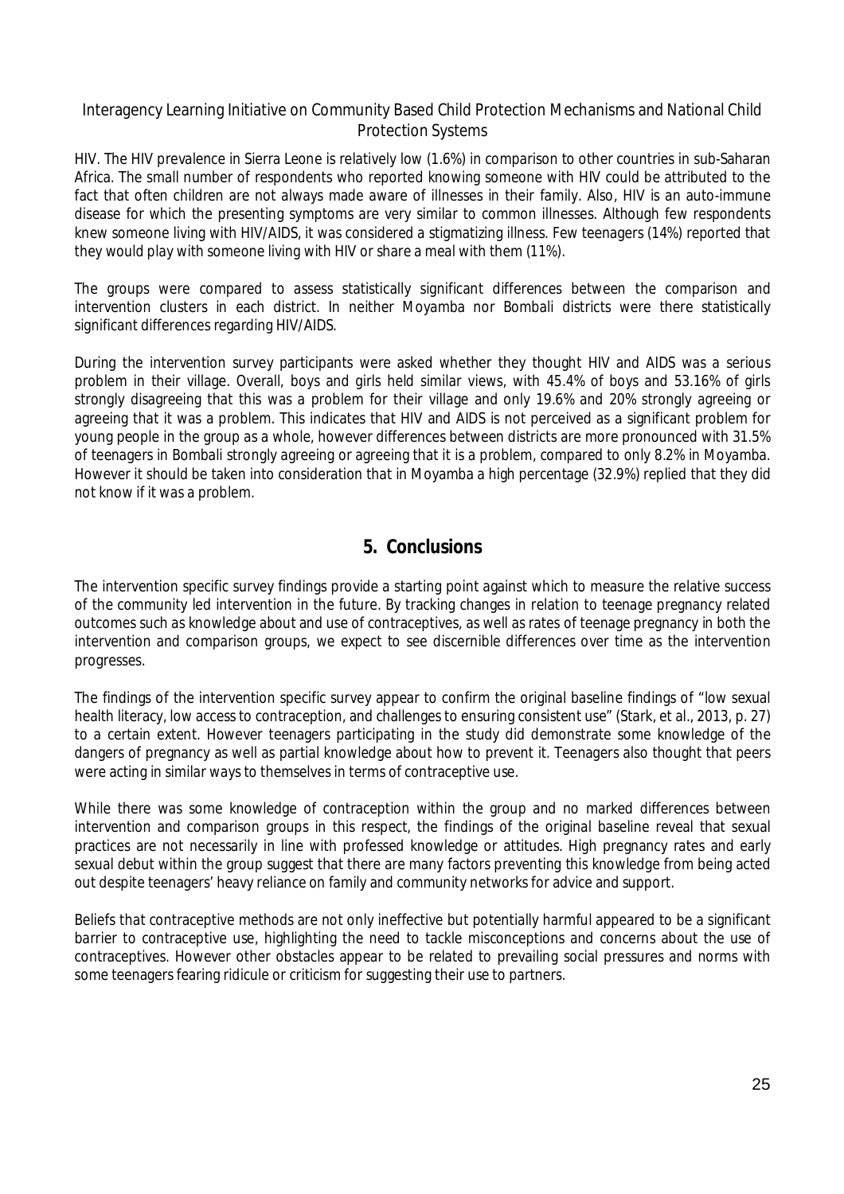HIV. The HIV prevalence in Sierra Leone is relatively low (1.6%) in comparison to other countries in sub-Saharan Africa. The small number of respondents who reported knowing someone with HIV could be attributed to the fact that often children are not always made aware of illnesses in their family. Also, HIV is an auto-immune disease for which the presenting symptoms are very similar to common illnesses. Although few respondents knew someone living with HIV/AIDS, it was considered a stigmatizing illness. Few teenagers (14%) reported that they would play with someone living with HIV or share a meal with them (11%).

The groups were compared to assess statistically significant differences between the comparison and intervention clusters in each district. In neither Moyamba nor Bombali districts were there statistically significant differences regarding HIV/AIDS.

During the intervention survey participants were asked whether they thought HIV and AIDS was a serious problem in their village. Overall, boys and girls held similar views, with 45.4% of boys and 53.16% of girls strongly disagreeing that this was a problem for their village and only 19.6% and 20% strongly agreeing or agreeing that it was a problem. This indicates that HIV and AIDS is not perceived as a significant problem for young people in the group as a whole, however differences between districts are more pronounced with 31.5% of teenagers in Bombali strongly agreeing or agreeing that it is a problem, compared to only 8.2% in Moyamba. However it should be taken into consideration that in Moyamba a high percentage (32.9%) replied that they did not know if it was a problem.

# 5. Conclusions

The intervention specific survey findings provide a starting point against which to measure the relative success of the community led intervention in the future. By tracking changes in relation to teenage pregnancy related outcomes such as knowledge about and use of contraceptives, as well as rates of teenage pregnancy in both the intervention and comparison groups, we expect to see discernible differences over time as the intervention progresses.

The findings of the intervention specific survey appear to confirm the original baseline findings of "low sexual health literacy, low access to contraception, and challenges to ensuring consistent use" (Stark, et al., 2013, p. 27) to a certain extent. However teenagers participating in the study did demonstrate some knowledge of the dangers of pregnancy as well as partial knowledge about how to prevent it. Teenagers also thought that peers were acting in similar ways to themselves in terms of contraceptive use.

While there was some knowledge of contraception within the group and no marked differences between intervention and comparison groups in this respect, the findings of the original baseline reveal that sexual practices are not necessarily in line with professed knowledge or attitudes. High pregnancy rates and early sexual debut within the group suggest that there are many factors preventing this knowledge from being acted out despite teenagers' heavy reliance on family and community networks for advice and support.

Beliefs that contraceptive methods are not only ineffective but potentially harmful appeared to be a significant barrier to contraceptive use, highlighting the need to tackle misconceptions and concerns about the use of contraceptives. However other obstacles appear to be related to prevailing social pressures and norms with some teenagers fearing ridicule or criticism for suggesting their use to partners.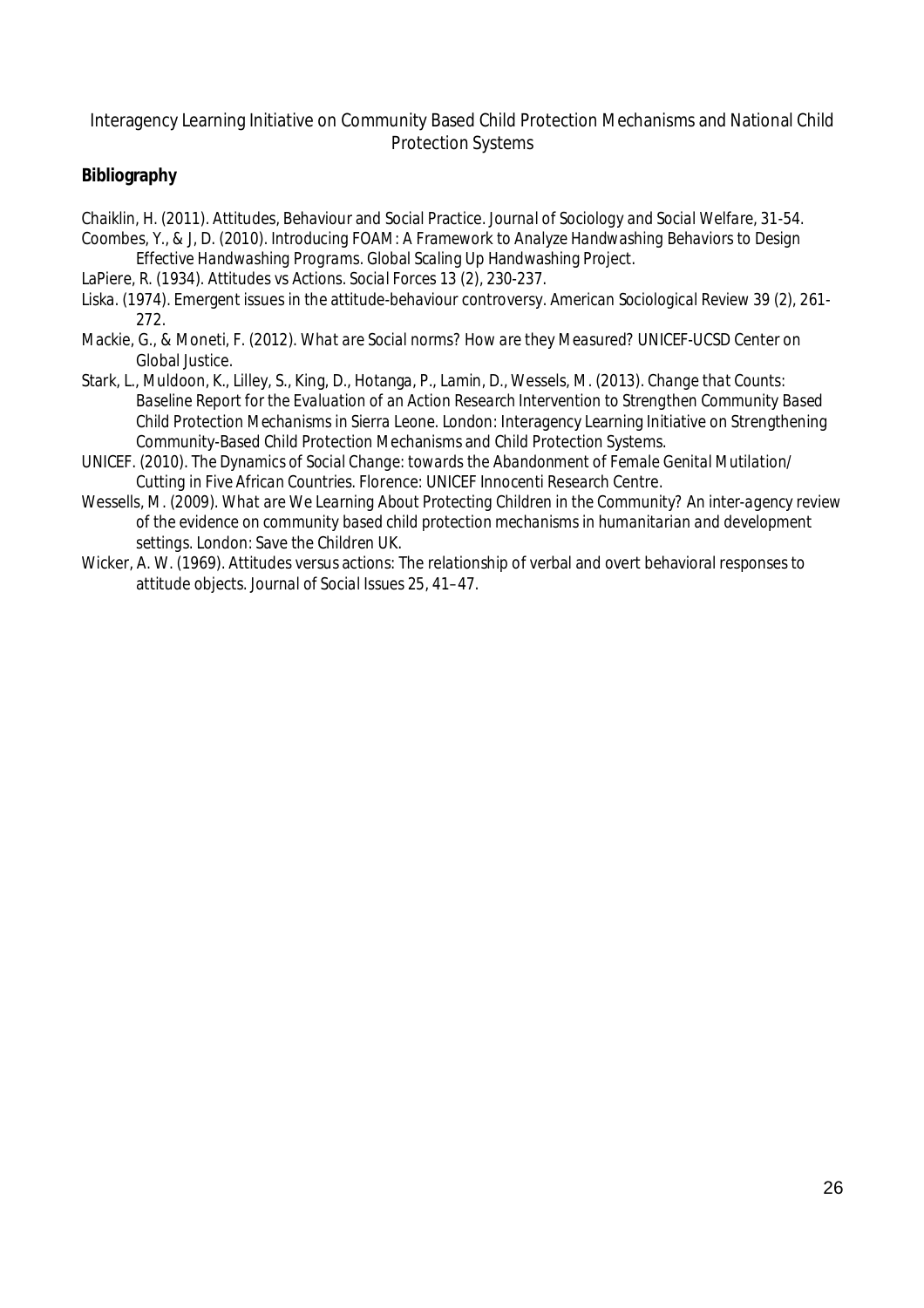Interagency Learning Initiative on Community Based Child Protection Mechanisms and National Child Protection Systems

## Bibliography

Chaiklin, H. (2011). Attitudes, Behaviour and Social Practice. *Journal of Sociology and Social Welfare*, 31-54.

Coombes, Y., & J, D. (2010). *Introducing FOAM: A Framework to Analyze Handwashing Behaviors to Design Effective Handwashing Programs.* Global Scaling Up Handwashing Project.

LaPiere, R. (1934). Attitudes vs Actions. *Social Forces 13* (2), 230-237.

Liska. (1974). Emergent issues in the attitude-behaviour controversy. *American Sociological Review 39* (2), 261-272.

Mackie, G., & Moneti, F. (2012). *What are Social norms? How are they Measured?* UNICEF-UCSD Center on Global Justice.

Stark, L., Muldoon, K., Lilley, S., King, D., Hotanga, P., Lamin, D., Wessels, M. (2013). *Change that Counts: Baseline Report for the Evaluation of an Action Research Intervention to Strengthen Community Based Child Protection Mechanisms in Sierra Leone.* London: Interagency Learning Initiative on Strengthening Community-Based Child Protection Mechanisms and Child Protection Systems.

UNICEF. (2010). *The Dynamics of Social Change: towards the Abandonment of Female Genital Mutilation/ Cutting in Five African Countries.* Florence: UNICEF Innocenti Research Centre.

Wessells, M. (2009). *What are We Learning About Protecting Children in the Community? An inter-agency review of the evidence on community based child protection mechanisms in humanitarian and development settings.* London: Save the Children UK.

Wicker, A. W. (1969). Attitudes versus actions: The relationship of verbal and overt behavioral responses to attitude objects. *Journal of Social Issues 25*, 41–47.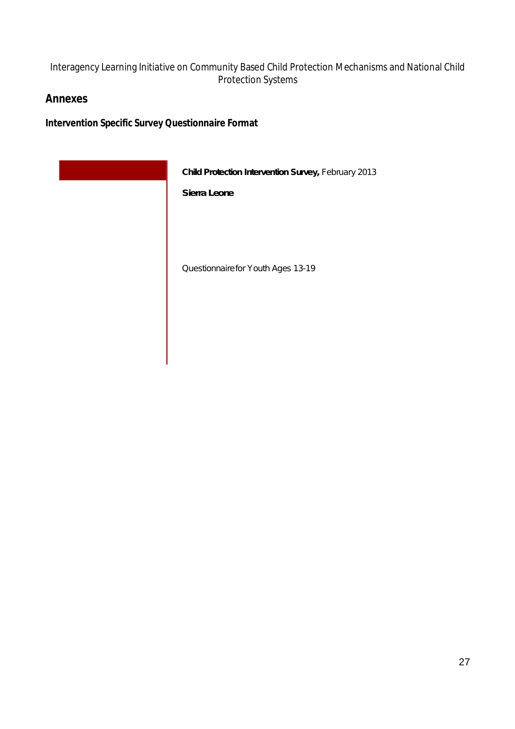## Annexes

### Intervention Specific Survey Questionnaire Format

**Child Protection Intervention Survey,** February 2013

**Sierra Leone**

Questionnaire for Youth Ages 13-19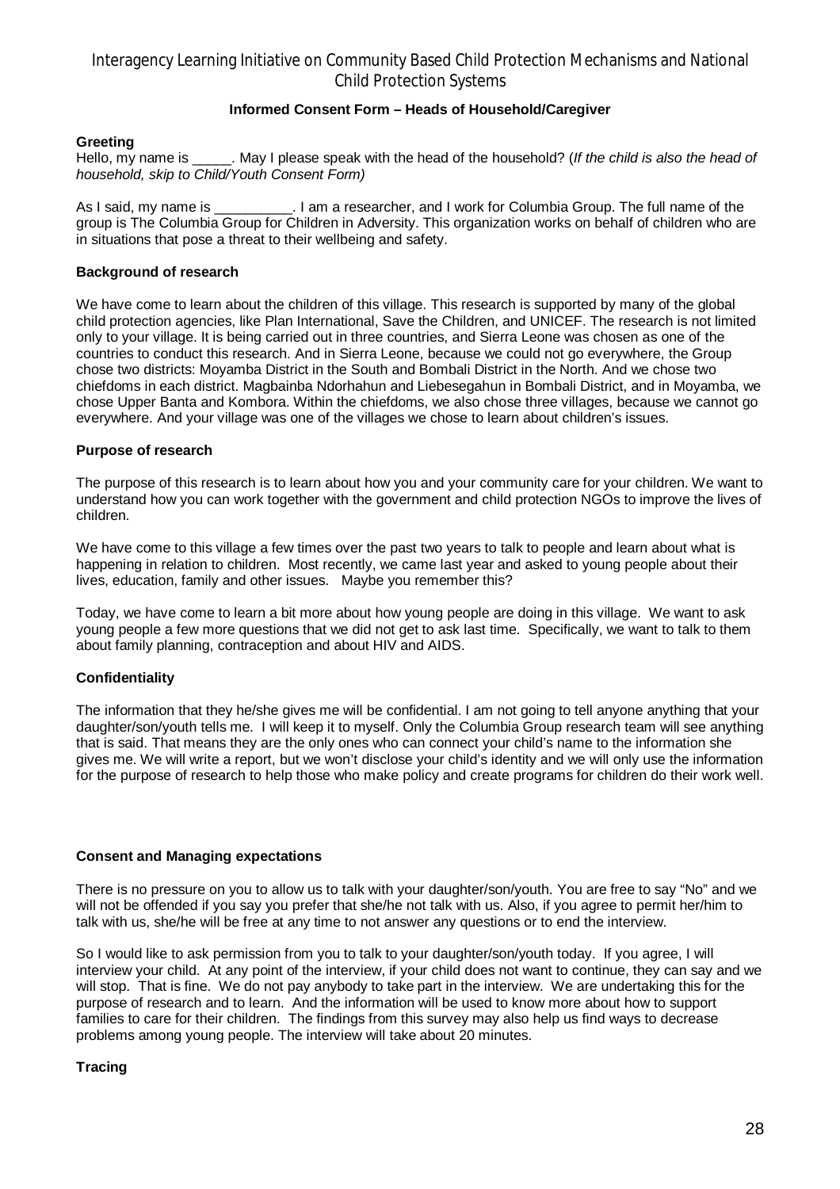# Interagency Learning Initiative on Community Based Child Protection Mechanisms and National Child Protection Systems

**Informed Consent Form – Heads of Household/Caregiver**

**Greeting**

Hello, my name is _____. May I please speak with the head of the household? (*If the child is also the head of household, skip to Child/Youth Consent Form)*

As I said, my name is __________. I am a researcher, and I work for Columbia Group. The full name of the group is The Columbia Group for Children in Adversity. This organization works on behalf of children who are in situations that pose a threat to their wellbeing and safety.

**Background of research**

We have come to learn about the children of this village. This research is supported by many of the global child protection agencies, like Plan International, Save the Children, and UNICEF. The research is not limited only to your village. It is being carried out in three countries, and Sierra Leone was chosen as one of the countries to conduct this research. And in Sierra Leone, because we could not go everywhere, the Group chose two districts: Moyamba District in the South and Bombali District in the North. And we chose two chiefdoms in each district. Magbainba Ndorhahun and Liebesegahun in Bombali District, and in Moyamba, we chose Upper Banta and Kombora. Within the chiefdoms, we also chose three villages, because we cannot go everywhere. And your village was one of the villages we chose to learn about children's issues.

**Purpose of research**

The purpose of this research is to learn about how you and your community care for your children. We want to understand how you can work together with the government and child protection NGOs to improve the lives of children.

We have come to this village a few times over the past two years to talk to people and learn about what is happening in relation to children. Most recently, we came last year and asked to young people about their lives, education, family and other issues. Maybe you remember this?

Today, we have come to learn a bit more about how young people are doing in this village. We want to ask young people a few more questions that we did not get to ask last time. Specifically, we want to talk to them about family planning, contraception and about HIV and AIDS.

**Confidentiality**

The information that they he/she gives me will be confidential. I am not going to tell anyone anything that your daughter/son/youth tells me. I will keep it to myself. Only the Columbia Group research team will see anything that is said. That means they are the only ones who can connect your child's name to the information she gives me. We will write a report, but we won't disclose your child's identity and we will only use the information for the purpose of research to help those who make policy and create programs for children do their work well.

**Consent and Managing expectations**

There is no pressure on you to allow us to talk with your daughter/son/youth. You are free to say "No" and we will not be offended if you say you prefer that she/he not talk with us. Also, if you agree to permit her/him to talk with us, she/he will be free at any time to not answer any questions or to end the interview.

So I would like to ask permission from you to talk to your daughter/son/youth today. If you agree, I will interview your child. At any point of the interview, if your child does not want to continue, they can say and we will stop. That is fine. We do not pay anybody to take part in the interview. We are undertaking this for the purpose of research and to learn. And the information will be used to know more about how to support families to care for their children. The findings from this survey may also help us find ways to decrease problems among young people. The interview will take about 20 minutes.

**Tracing**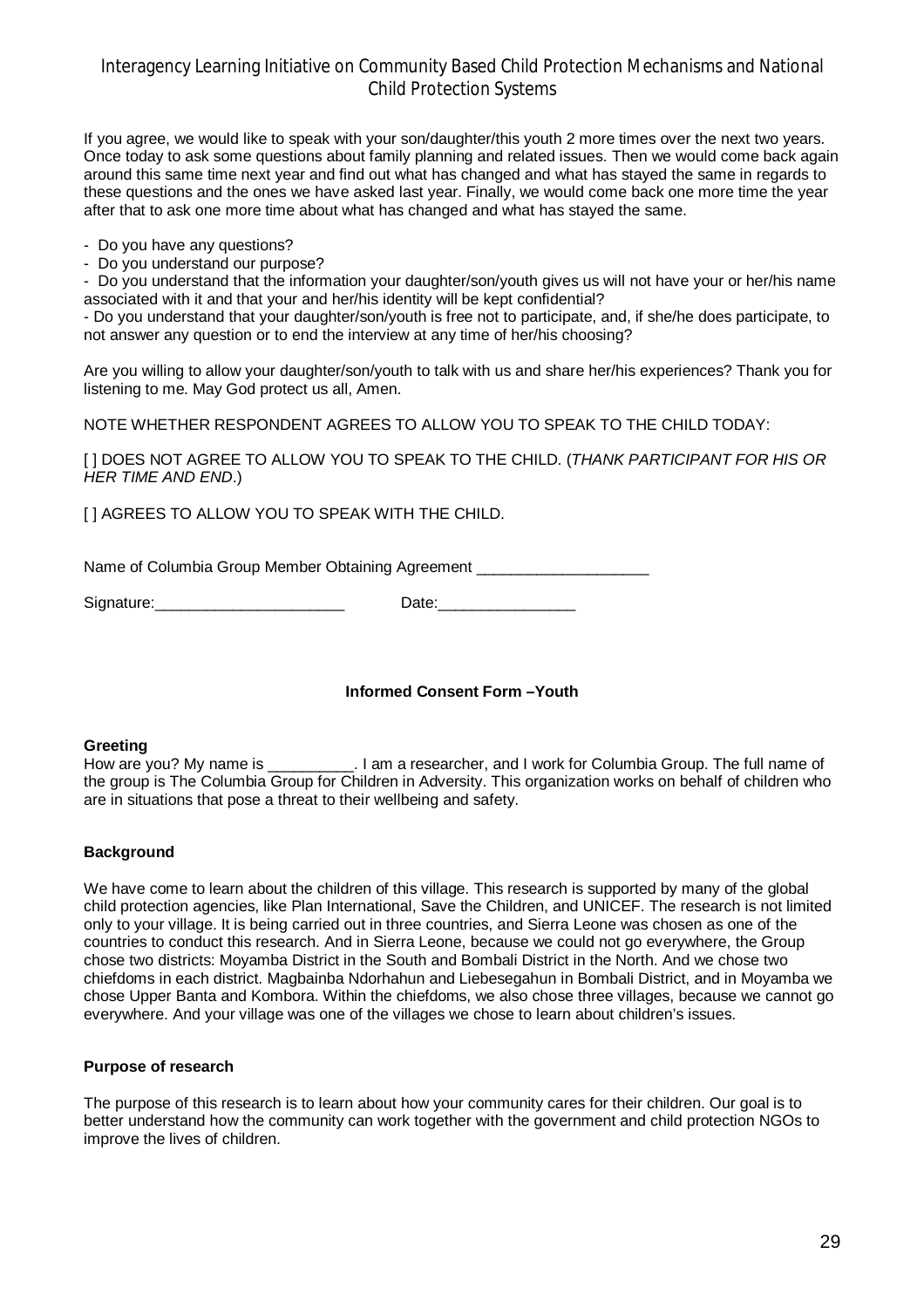If you agree, we would like to speak with your son/daughter/this youth 2 more times over the next two years. Once today to ask some questions about family planning and related issues. Then we would come back again around this same time next year and find out what has changed and what has stayed the same in regards to these questions and the ones we have asked last year. Finally, we would come back one more time the year after that to ask one more time about what has changed and what has stayed the same.

- Do you have any questions?
- Do you understand our purpose?
- Do you understand that the information your daughter/son/youth gives us will not have your or her/his name associated with it and that your and her/his identity will be kept confidential?
- Do you understand that your daughter/son/youth is free not to participate, and, if she/he does participate, to not answer any question or to end the interview at any time of her/his choosing?

Are you willing to allow your daughter/son/youth to talk with us and share her/his experiences? Thank you for listening to me. May God protect us all, Amen.

NOTE WHETHER RESPONDENT AGREES TO ALLOW YOU TO SPEAK TO THE CHILD TODAY:

[ ] DOES NOT AGREE TO ALLOW YOU TO SPEAK TO THE CHILD. (*THANK PARTICIPANT FOR HIS OR HER TIME AND END*.)

[ ] AGREES TO ALLOW YOU TO SPEAK WITH THE CHILD.

Name of Columbia Group Member Obtaining Agreement ____________________

Signature:______________________ Date:________________

### Informed Consent Form –Youth

**Greeting**

How are you? My name is __________. I am a researcher, and I work for Columbia Group. The full name of the group is The Columbia Group for Children in Adversity. This organization works on behalf of children who are in situations that pose a threat to their wellbeing and safety.

**Background**

We have come to learn about the children of this village. This research is supported by many of the global child protection agencies, like Plan International, Save the Children, and UNICEF. The research is not limited only to your village. It is being carried out in three countries, and Sierra Leone was chosen as one of the countries to conduct this research. And in Sierra Leone, because we could not go everywhere, the Group chose two districts: Moyamba District in the South and Bombali District in the North. And we chose two chiefdoms in each district. Magbainba Ndorhahun and Liebesegahun in Bombali District, and in Moyamba we chose Upper Banta and Kombora. Within the chiefdoms, we also chose three villages, because we cannot go everywhere. And your village was one of the villages we chose to learn about children's issues.

**Purpose of research**

The purpose of this research is to learn about how your community cares for their children. Our goal is to better understand how the community can work together with the government and child protection NGOs to improve the lives of children.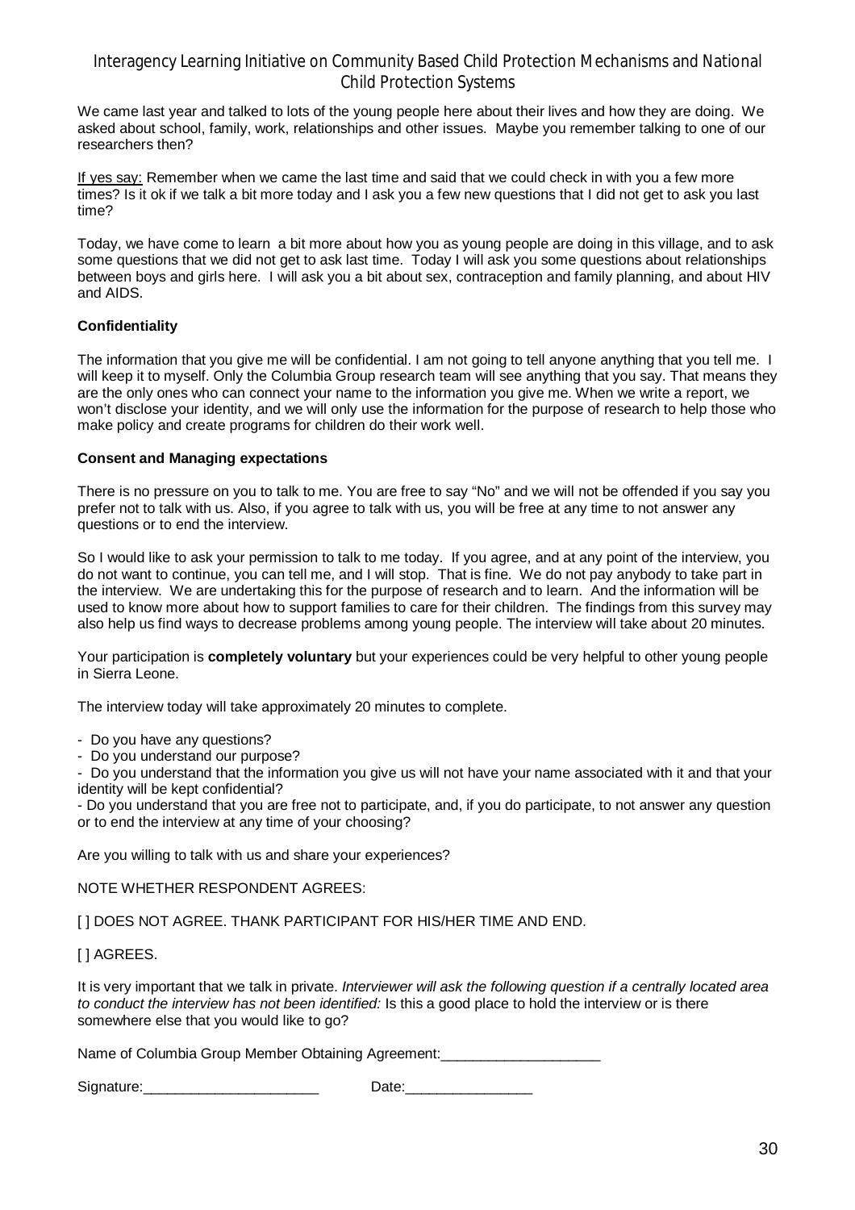We came last year and talked to lots of the young people here about their lives and how they are doing. We asked about school, family, work, relationships and other issues. Maybe you remember talking to one of our researchers then?

If yes say: Remember when we came the last time and said that we could check in with you a few more times? Is it ok if we talk a bit more today and I ask you a few new questions that I did not get to ask you last time?

Today, we have come to learn a bit more about how you as young people are doing in this village, and to ask some questions that we did not get to ask last time. Today I will ask you some questions about relationships between boys and girls here. I will ask you a bit about sex, contraception and family planning, and about HIV and AIDS.

**Confidentiality**

The information that you give me will be confidential. I am not going to tell anyone anything that you tell me. I will keep it to myself. Only the Columbia Group research team will see anything that you say. That means they are the only ones who can connect your name to the information you give me. When we write a report, we won't disclose your identity, and we will only use the information for the purpose of research to help those who make policy and create programs for children do their work well.

**Consent and Managing expectations**

There is no pressure on you to talk to me. You are free to say "No" and we will not be offended if you say you prefer not to talk with us. Also, if you agree to talk with us, you will be free at any time to not answer any questions or to end the interview.

So I would like to ask your permission to talk to me today. If you agree, and at any point of the interview, you do not want to continue, you can tell me, and I will stop. That is fine. We do not pay anybody to take part in the interview. We are undertaking this for the purpose of research and to learn. And the information will be used to know more about how to support families to care for their children. The findings from this survey may also help us find ways to decrease problems among young people. The interview will take about 20 minutes.

Your participation is **completely voluntary** but your experiences could be very helpful to other young people in Sierra Leone.

The interview today will take approximately 20 minutes to complete.

- Do you have any questions?
- Do you understand our purpose?
- Do you understand that the information you give us will not have your name associated with it and that your identity will be kept confidential?
- Do you understand that you are free not to participate, and, if you do participate, to not answer any question or to end the interview at any time of your choosing?

Are you willing to talk with us and share your experiences?

NOTE WHETHER RESPONDENT AGREES:

[ ] DOES NOT AGREE. THANK PARTICIPANT FOR HIS/HER TIME AND END.

[ ] AGREES.

It is very important that we talk in private. *Interviewer will ask the following question if a centrally located area to conduct the interview has not been identified:* Is this a good place to hold the interview or is there somewhere else that you would like to go?

Name of Columbia Group Member Obtaining Agreement:____________________

Signature:______________________ Date:________________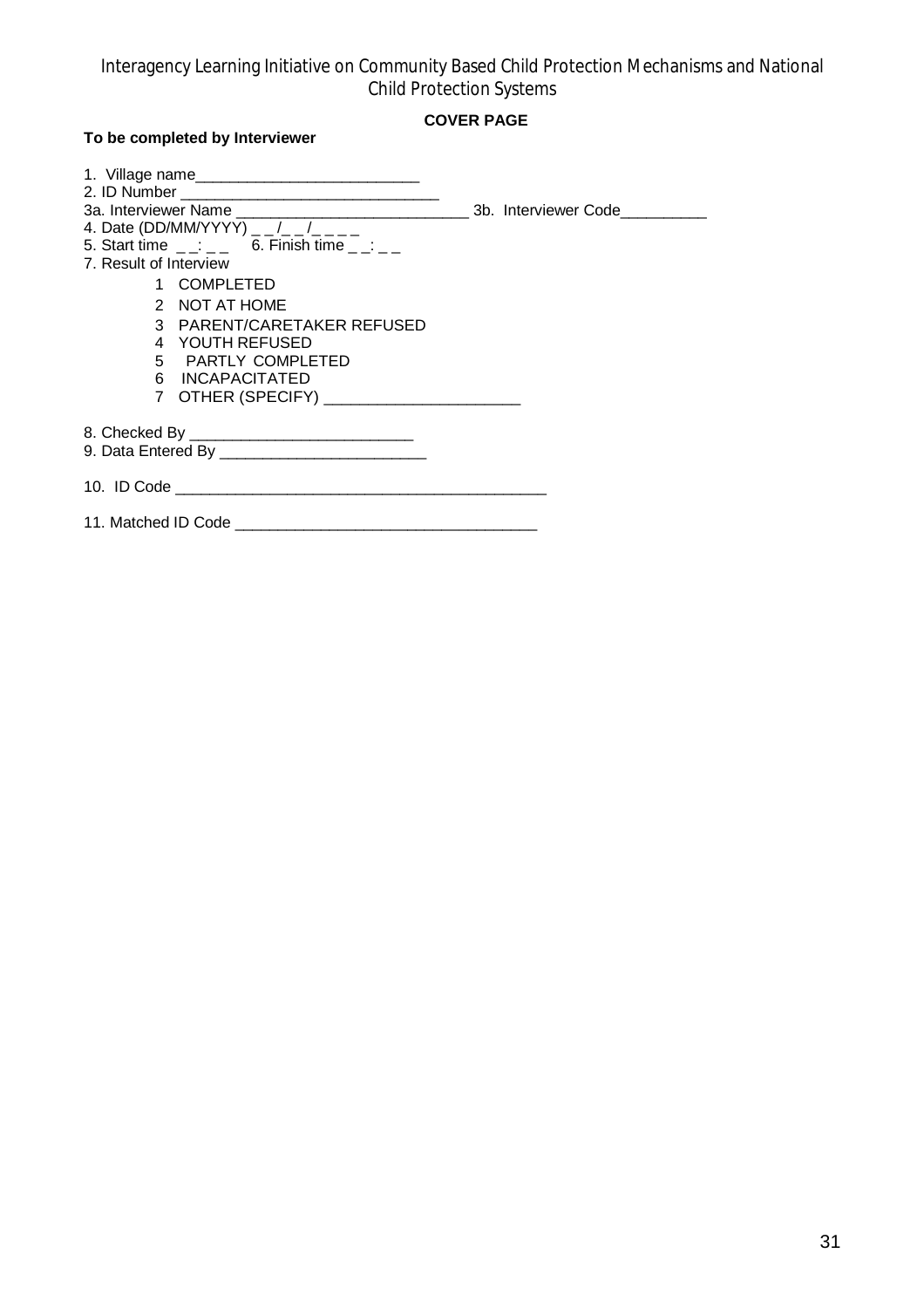Interagency Learning Initiative on Community Based Child Protection Mechanisms and National Child Protection Systems

**COVER PAGE**

**To be completed by Interviewer**

1. Village name___________________________
2. ID Number _______________________________
3a. Interviewer Name ____________________________ 3b. Interviewer Code__________
4. Date (DD/MM/YYYY) _ _/_ _/_ _ _ _
5. Start time _ _: _ _ 6. Finish time _ _: _ _
7. Result of Interview
    1 COMPLETED
    2 NOT AT HOME
    3 PARENT/CARETAKER REFUSED
    4 YOUTH REFUSED
    5 PARTLY COMPLETED
    6 INCAPACITATED
    7 OTHER (SPECIFY) _______________________

8. Checked By ___________________________
9. Data Entered By _________________________

10. ID Code _____________________________________________

11. Matched ID Code ____________________________________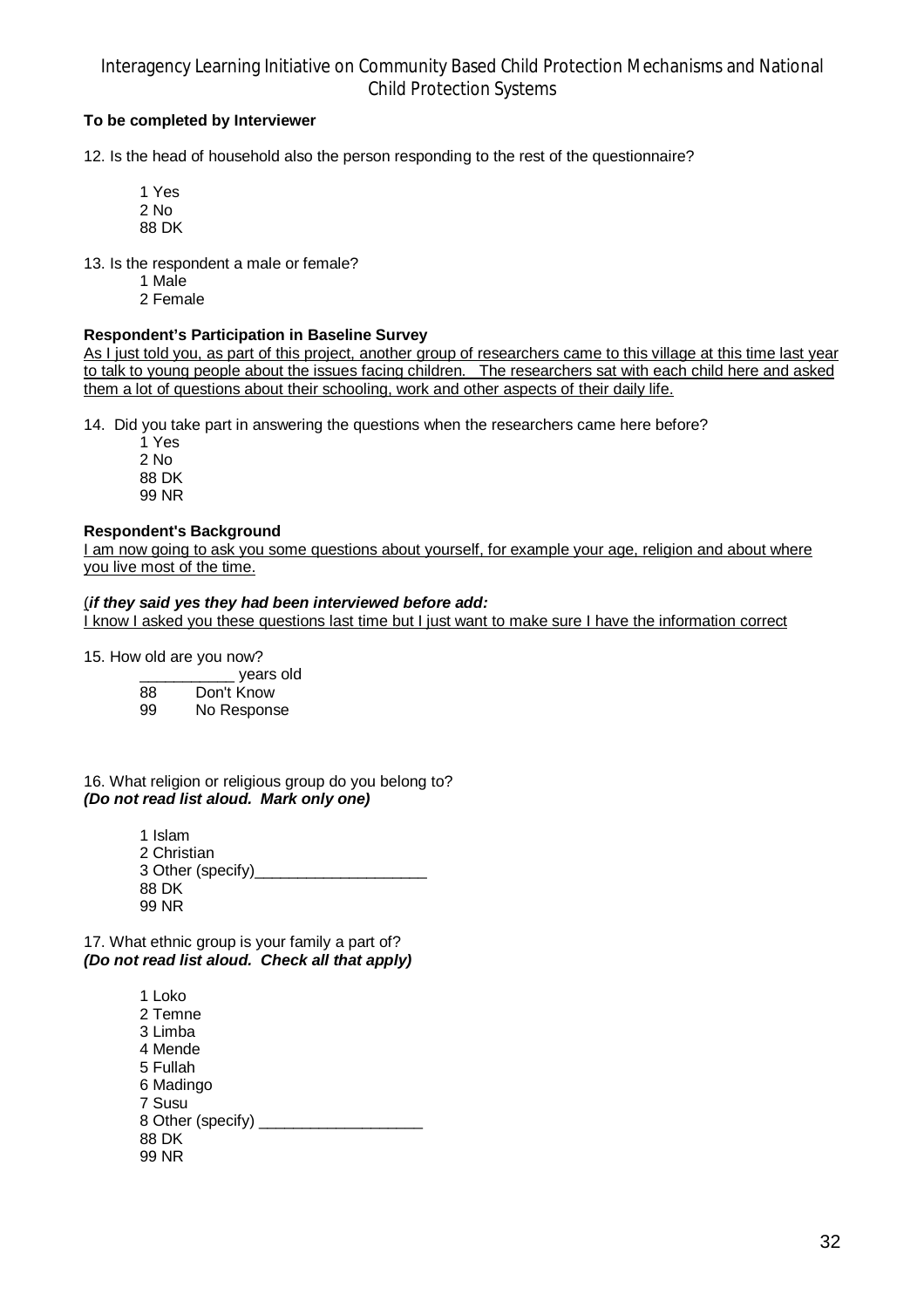**To be completed by Interviewer**

12. Is the head of household also the person responding to the rest of the questionnaire?

    1 Yes
    2 No
    88 DK

13. Is the respondent a male or female?

    1 Male
    2 Female

**Respondent's Participation in Baseline Survey**

<u>As I just told you, as part of this project, another group of researchers came to this village at this time last year to talk to young people about the issues facing children. The researchers sat with each child here and asked them a lot of questions about their schooling, work and other aspects of their daily life.</u>

14. Did you take part in answering the questions when the researchers came here before?

    1 Yes
    2 No
    88 DK
    99 NR

**Respondent's Background**

<u>I am now going to ask you some questions about yourself, for example your age, religion and about where you live most of the time.</u>

(***if they said yes they had been interviewed before add:***

<u>I know I asked you these questions last time but I just want to make sure I have the information correct</u>

15. How old are you now?

    ___________ years old
    88 Don't Know
    99 No Response

16. What religion or religious group do you belong to?
***(Do not read list aloud. Mark only one)***

    1 Islam
    2 Christian
    3 Other (specify)____________________
    88 DK
    99 NR

17. What ethnic group is your family a part of?
***(Do not read list aloud. Check all that apply)***

    1 Loko
    2 Temne
    3 Limba
    4 Mende
    5 Fullah
    6 Madingo
    7 Susu
    8 Other (specify) ___________________
    88 DK
    99 NR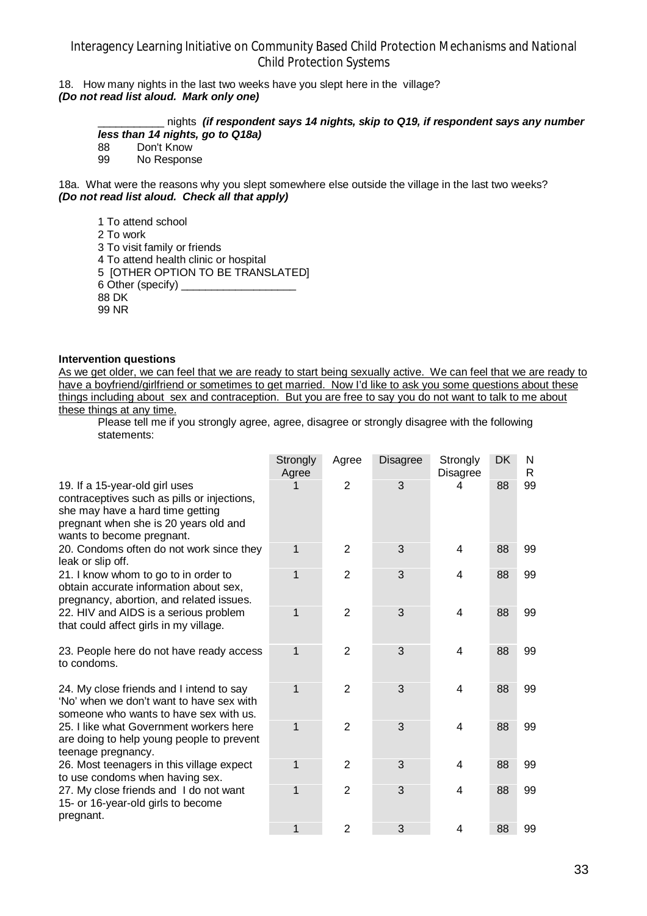18. How many nights in the last two weeks have you slept here in the village?
***(Do not read list aloud. Mark only one)***

___________ nights ***(if respondent says 14 nights, skip to Q19, if respondent says any number less than 14 nights, go to Q18a)***

88 Don't Know
99 No Response

18a. What were the reasons why you slept somewhere else outside the village in the last two weeks?
***(Do not read list aloud. Check all that apply)***

1 To attend school
2 To work
3 To visit family or friends
4 To attend health clinic or hospital
5 [OTHER OPTION TO BE TRANSLATED]
6 Other (specify) ___________________
88 DK
99 NR

**Intervention questions**

As we get older, we can feel that we are ready to start being sexually active. We can feel that we are ready to have a boyfriend/girlfriend or sometimes to get married. Now I'd like to ask you some questions about these things including about sex and contraception. But you are free to say you do not want to talk to me about these things at any time.

Please tell me if you strongly agree, agree, disagree or strongly disagree with the following statements:

| | Strongly Agree | Agree | Disagree | Strongly Disagree | DK | NR |
|---|---|---|---|---|---|---|
| 19. If a 15-year-old girl uses contraceptives such as pills or injections, she may have a hard time getting pregnant when she is 20 years old and wants to become pregnant. | 1 | 2 | 3 | 4 | 88 | 99 |
| 20. Condoms often do not work since they leak or slip off. | 1 | 2 | 3 | 4 | 88 | 99 |
| 21. I know whom to go to in order to obtain accurate information about sex, pregnancy, abortion, and related issues. | 1 | 2 | 3 | 4 | 88 | 99 |
| 22. HIV and AIDS is a serious problem that could affect girls in my village. | 1 | 2 | 3 | 4 | 88 | 99 |
| 23. People here do not have ready access to condoms. | 1 | 2 | 3 | 4 | 88 | 99 |
| 24. My close friends and I intend to say 'No' when we don't want to have sex with someone who wants to have sex with us. | 1 | 2 | 3 | 4 | 88 | 99 |
| 25. I like what Government workers here are doing to help young people to prevent teenage pregnancy. | 1 | 2 | 3 | 4 | 88 | 99 |
| 26. Most teenagers in this village expect to use condoms when having sex. | 1 | 2 | 3 | 4 | 88 | 99 |
| 27. My close friends and I do not want 15- or 16-year-old girls to become pregnant. | 1 | 2 | 3 | 4 | 88 | 99 |
| | 1 | 2 | 3 | 4 | 88 | 99 |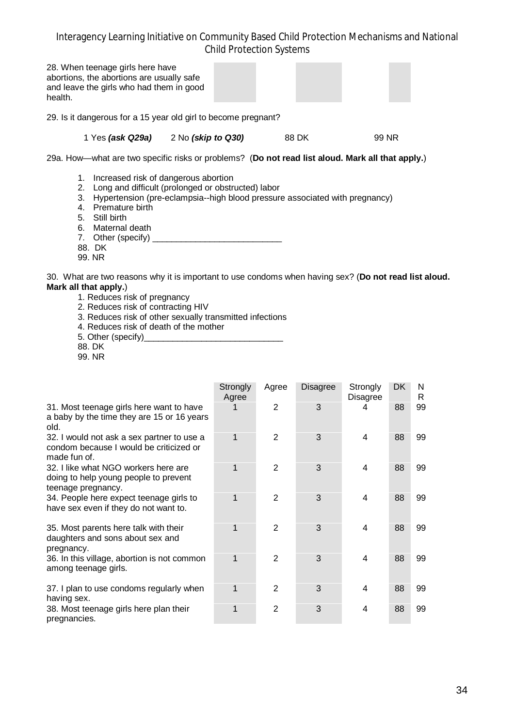28. When teenage girls here have abortions, the abortions are usually safe and leave the girls who had them in good health.

29. Is it dangerous for a 15 year old girl to become pregnant?

1 Yes ***(ask Q29a)*** 2 No ***(skip to Q30)*** 88 DK 99 NR

29a. How—what are two specific risks or problems? (**Do not read list aloud. Mark all that apply.**)

1. Increased risk of dangerous abortion
2. Long and difficult (prolonged or obstructed) labor
3. Hypertension (pre-eclampsia--high blood pressure associated with pregnancy)
4. Premature birth
5. Still birth
6. Maternal death
7. Other (specify) ___________________________

88. DK
99. NR

30. What are two reasons why it is important to use condoms when having sex? (**Do not read list aloud. Mark all that apply.**)

1. Reduces risk of pregnancy
2. Reduces risk of contracting HIV
3. Reduces risk of other sexually transmitted infections
4. Reduces risk of death of the mother
5. Other (specify)_____________________________

88. DK
99. NR

| | Strongly Agree | Agree | Disagree | Strongly Disagree | DK | NR |
|---|---|---|---|---|---|---|
| 31. Most teenage girls here want to have a baby by the time they are 15 or 16 years old. | 1 | 2 | 3 | 4 | 88 | 99 |
| 32. I would not ask a sex partner to use a condom because I would be criticized or made fun of. | 1 | 2 | 3 | 4 | 88 | 99 |
| 32. I like what NGO workers here are doing to help young people to prevent teenage pregnancy. | 1 | 2 | 3 | 4 | 88 | 99 |
| 34. People here expect teenage girls to have sex even if they do not want to. | 1 | 2 | 3 | 4 | 88 | 99 |
| 35. Most parents here talk with their daughters and sons about sex and pregnancy. | 1 | 2 | 3 | 4 | 88 | 99 |
| 36. In this village, abortion is not common among teenage girls. | 1 | 2 | 3 | 4 | 88 | 99 |
| 37. I plan to use condoms regularly when having sex. | 1 | 2 | 3 | 4 | 88 | 99 |
| 38. Most teenage girls here plan their pregnancies. | 1 | 2 | 3 | 4 | 88 | 99 |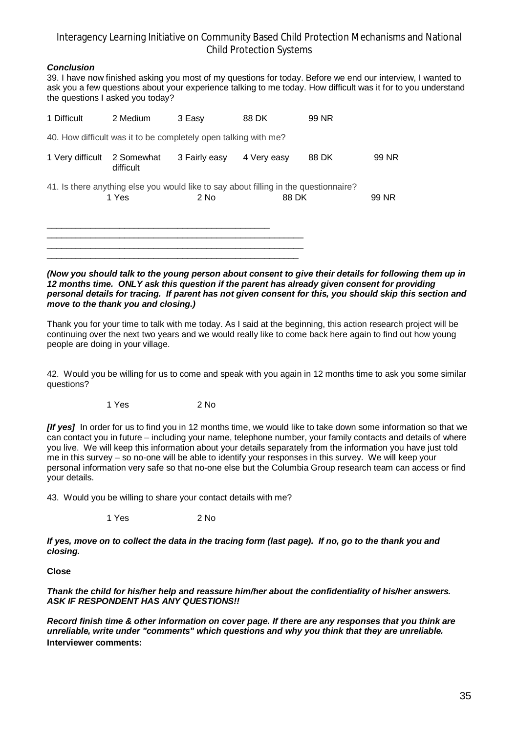***Conclusion***

39. I have now finished asking you most of my questions for today. Before we end our interview, I wanted to ask you a few questions about your experience talking to me today. How difficult was it for to you understand the questions I asked you today?

| 1 Difficult | 2 Medium | 3 Easy | 88 DK | 99 NR |
|---|---|---|---|---|

40. How difficult was it to be completely open talking with me?

| 1 Very difficult | 2 Somewhat difficult | 3 Fairly easy | 4 Very easy | 88 DK | 99 NR |
|---|---|---|---|---|---|

41. Is there anything else you would like to say about filling in the questionnaire?

| 1 Yes | 2 No | 88 DK | 99 NR |
|---|---|---|---|

_______________________________________________
______________________________________________________
______________________________________________________
_____________________________________________________

***(Now you should talk to the young person about consent to give their details for following them up in 12 months time. ONLY ask this question if the parent has already given consent for providing personal details for tracing. If parent has not given consent for this, you should skip this section and move to the thank you and closing.)***

Thank you for your time to talk with me today. As I said at the beginning, this action research project will be continuing over the next two years and we would really like to come back here again to find out how young people are doing in your village.

42. Would you be willing for us to come and speak with you again in 12 months time to ask you some similar questions?

1 Yes 2 No

***[If yes]*** In order for us to find you in 12 months time, we would like to take down some information so that we can contact you in future – including your name, telephone number, your family contacts and details of where you live. We will keep this information about your details separately from the information you have just told me in this survey – so no-one will be able to identify your responses in this survey. We will keep your personal information very safe so that no-one else but the Columbia Group research team can access or find your details.

43. Would you be willing to share your contact details with me?

1 Yes 2 No

***If yes, move on to collect the data in the tracing form (last page). If no, go to the thank you and closing.***

**Close**

***Thank the child for his/her help and reassure him/her about the confidentiality of his/her answers. ASK IF RESPONDENT HAS ANY QUESTIONS!!***

***Record finish time & other information on cover page. If there are any responses that you think are unreliable, write under "comments" which questions and why you think that they are unreliable.***

**Interviewer comments:**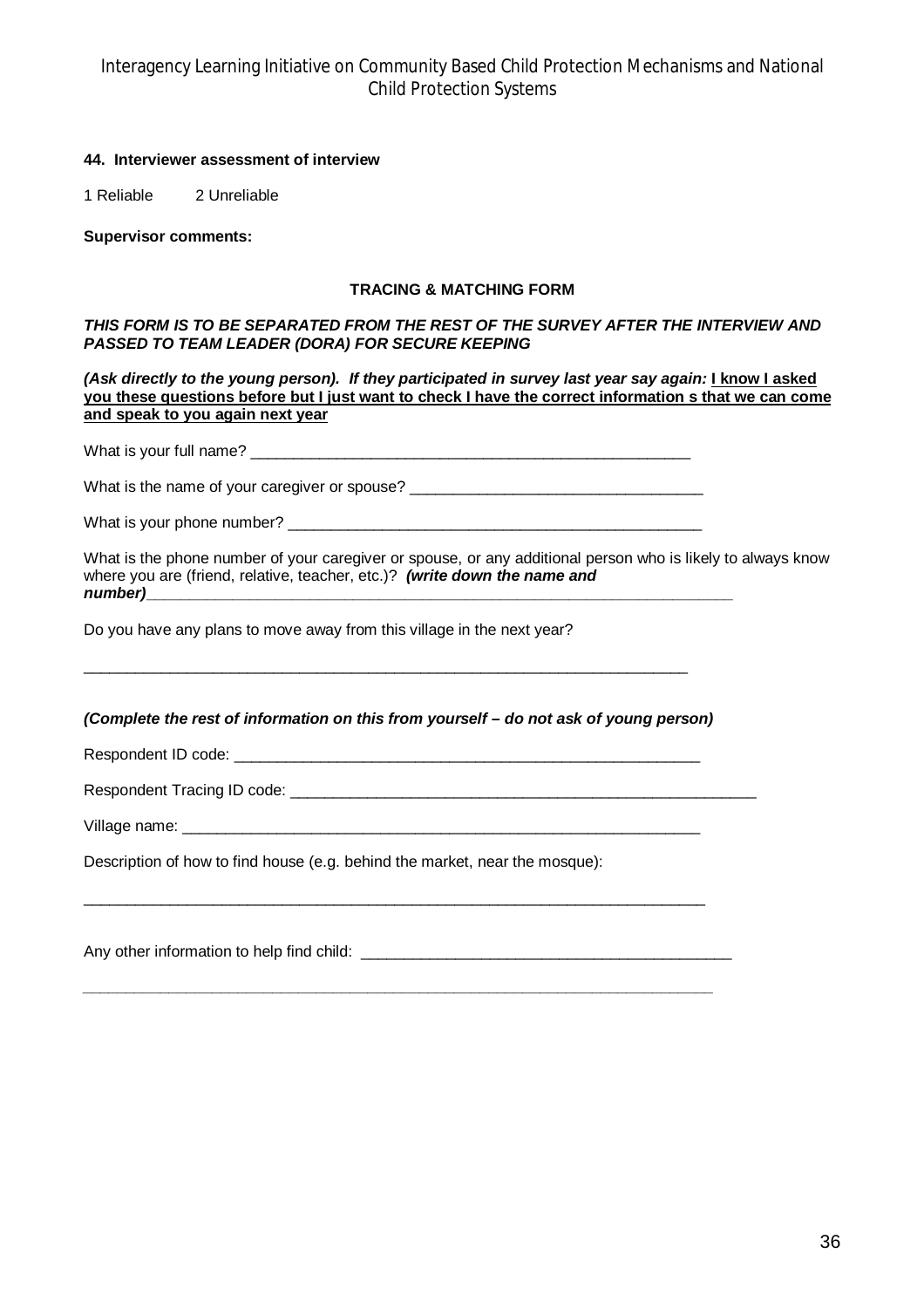**44. Interviewer assessment of interview**

1 Reliable 2 Unreliable

**Supervisor comments:**

**TRACING & MATCHING FORM**

***THIS FORM IS TO BE SEPARATED FROM THE REST OF THE SURVEY AFTER THE INTERVIEW AND PASSED TO TEAM LEADER (DORA) FOR SECURE KEEPING***

***(Ask directly to the young person). If they participated in survey last year say again:*** **<u>I know I asked you these questions before but I just want to check I have the correct information s that we can come and speak to you again next year</u>**

What is your full name? ____________________________________________________

What is the name of your caregiver or spouse? __________________________________

What is your phone number? _________________________________________________

What is the phone number of your caregiver or spouse, or any additional person who is likely to always know where you are (friend, relative, teacher, etc.)? ***(write down the name and number)***______________________________________________________________________

Do you have any plans to move away from this village in the next year?

_________________________________________________________________________

***(Complete the rest of information on this from yourself – do not ask of young person)***

Respondent ID code: ______________________________________________________

Respondent Tracing ID code: _______________________________________________________

Village name: _____________________________________________________________

Description of how to find house (e.g. behind the market, near the mosque):

_________________________________________________________________________

Any other information to help find child: ___________________________________________

_________________________________________________________________________